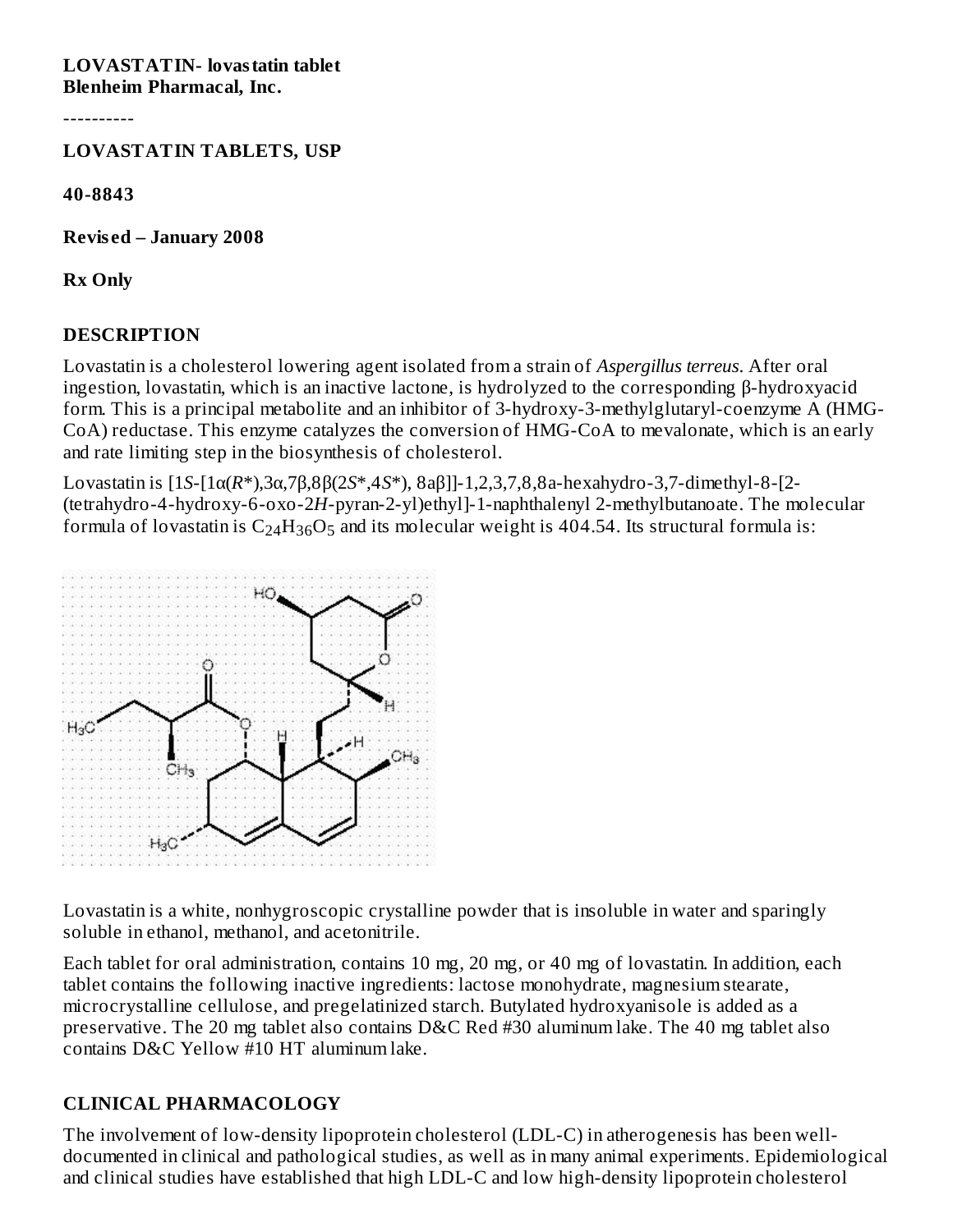**LOVASTATIN- lovastatin tablet**
**Blenheim Pharmacal, Inc.**

----------

**LOVASTATIN TABLETS, USP**

**40-8843**

**Revised – January 2008**

**Rx Only**

## DESCRIPTION

Lovastatin is a cholesterol lowering agent isolated from a strain of *Aspergillus terreus*. After oral ingestion, lovastatin, which is an inactive lactone, is hydrolyzed to the corresponding β-hydroxyacid form. This is a principal metabolite and an inhibitor of 3-hydroxy-3-methylglutaryl-coenzyme A (HMG-CoA) reductase. This enzyme catalyzes the conversion of HMG-CoA to mevalonate, which is an early and rate limiting step in the biosynthesis of cholesterol.

Lovastatin is [1*S*-[1α(*R*\*),3α,7β,8β(2*S*\*,4*S*\*), 8aβ]]-1,2,3,7,8,8a-hexahydro-3,7-dimethyl-8-[2-(tetrahydro-4-hydroxy-6-oxo-2*H*-pyran-2-yl)ethyl]-1-naphthalenyl 2-methylbutanoate. The molecular formula of lovastatin is $C_{24}H_{36}O_5$ and its molecular weight is 404.54. Its structural formula is:

Lovastatin is a white, nonhygroscopic crystalline powder that is insoluble in water and sparingly soluble in ethanol, methanol, and acetonitrile.

Each tablet for oral administration, contains 10 mg, 20 mg, or 40 mg of lovastatin. In addition, each tablet contains the following inactive ingredients: lactose monohydrate, magnesium stearate, microcrystalline cellulose, and pregelatinized starch. Butylated hydroxyanisole is added as a preservative. The 20 mg tablet also contains D&C Red #30 aluminum lake. The 40 mg tablet also contains D&C Yellow #10 HT aluminum lake.

## CLINICAL PHARMACOLOGY

The involvement of low-density lipoprotein cholesterol (LDL-C) in atherogenesis has been well-documented in clinical and pathological studies, as well as in many animal experiments. Epidemiological and clinical studies have established that high LDL-C and low high-density lipoprotein cholesterol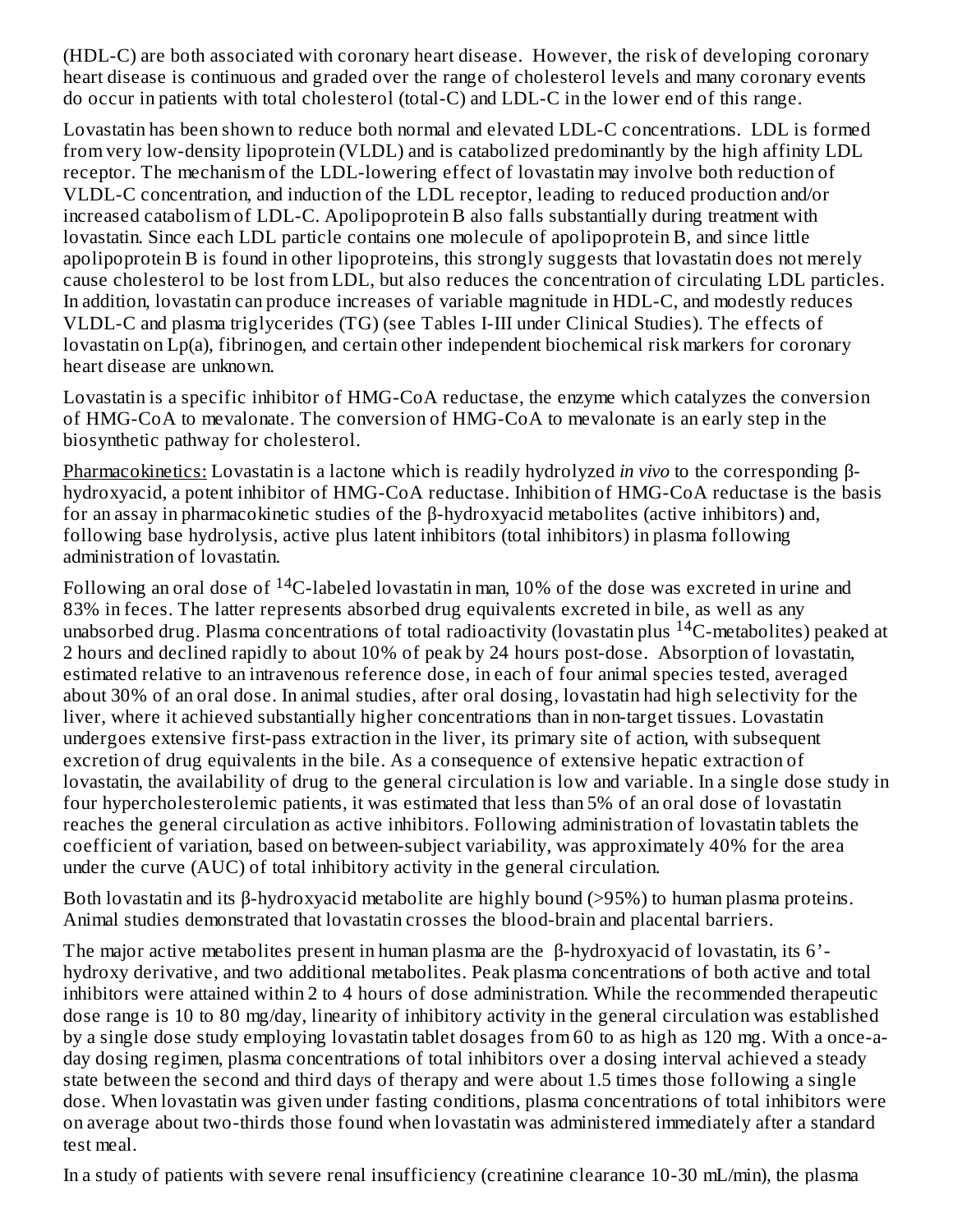(HDL-C) are both associated with coronary heart disease. However, the risk of developing coronary heart disease is continuous and graded over the range of cholesterol levels and many coronary events do occur in patients with total cholesterol (total-C) and LDL-C in the lower end of this range.

Lovastatin has been shown to reduce both normal and elevated LDL-C concentrations. LDL is formed from very low-density lipoprotein (VLDL) and is catabolized predominantly by the high affinity LDL receptor. The mechanism of the LDL-lowering effect of lovastatin may involve both reduction of VLDL-C concentration, and induction of the LDL receptor, leading to reduced production and/or increased catabolism of LDL-C. Apolipoprotein B also falls substantially during treatment with lovastatin. Since each LDL particle contains one molecule of apolipoprotein B, and since little apolipoprotein B is found in other lipoproteins, this strongly suggests that lovastatin does not merely cause cholesterol to be lost from LDL, but also reduces the concentration of circulating LDL particles. In addition, lovastatin can produce increases of variable magnitude in HDL-C, and modestly reduces VLDL-C and plasma triglycerides (TG) (see Tables I-III under Clinical Studies). The effects of lovastatin on Lp(a), fibrinogen, and certain other independent biochemical risk markers for coronary heart disease are unknown.

Lovastatin is a specific inhibitor of HMG-CoA reductase, the enzyme which catalyzes the conversion of HMG-CoA to mevalonate. The conversion of HMG-CoA to mevalonate is an early step in the biosynthetic pathway for cholesterol.

Pharmacokinetics: Lovastatin is a lactone which is readily hydrolyzed *in vivo* to the corresponding β-hydroxyacid, a potent inhibitor of HMG-CoA reductase. Inhibition of HMG-CoA reductase is the basis for an assay in pharmacokinetic studies of the β-hydroxyacid metabolites (active inhibitors) and, following base hydrolysis, active plus latent inhibitors (total inhibitors) in plasma following administration of lovastatin.

Following an oral dose of $^{14}C$-labeled lovastatin in man, 10% of the dose was excreted in urine and 83% in feces. The latter represents absorbed drug equivalents excreted in bile, as well as any unabsorbed drug. Plasma concentrations of total radioactivity (lovastatin plus $^{14}C$-metabolites) peaked at 2 hours and declined rapidly to about 10% of peak by 24 hours post-dose. Absorption of lovastatin, estimated relative to an intravenous reference dose, in each of four animal species tested, averaged about 30% of an oral dose. In animal studies, after oral dosing, lovastatin had high selectivity for the liver, where it achieved substantially higher concentrations than in non-target tissues. Lovastatin undergoes extensive first-pass extraction in the liver, its primary site of action, with subsequent excretion of drug equivalents in the bile. As a consequence of extensive hepatic extraction of lovastatin, the availability of drug to the general circulation is low and variable. In a single dose study in four hypercholesterolemic patients, it was estimated that less than 5% of an oral dose of lovastatin reaches the general circulation as active inhibitors. Following administration of lovastatin tablets the coefficient of variation, based on between-subject variability, was approximately 40% for the area under the curve (AUC) of total inhibitory activity in the general circulation.

Both lovastatin and its β-hydroxyacid metabolite are highly bound (>95%) to human plasma proteins. Animal studies demonstrated that lovastatin crosses the blood-brain and placental barriers.

The major active metabolites present in human plasma are the β-hydroxyacid of lovastatin, its 6'-hydroxy derivative, and two additional metabolites. Peak plasma concentrations of both active and total inhibitors were attained within 2 to 4 hours of dose administration. While the recommended therapeutic dose range is 10 to 80 mg/day, linearity of inhibitory activity in the general circulation was established by a single dose study employing lovastatin tablet dosages from 60 to as high as 120 mg. With a once-a-day dosing regimen, plasma concentrations of total inhibitors over a dosing interval achieved a steady state between the second and third days of therapy and were about 1.5 times those following a single dose. When lovastatin was given under fasting conditions, plasma concentrations of total inhibitors were on average about two-thirds those found when lovastatin was administered immediately after a standard test meal.

In a study of patients with severe renal insufficiency (creatinine clearance 10-30 mL/min), the plasma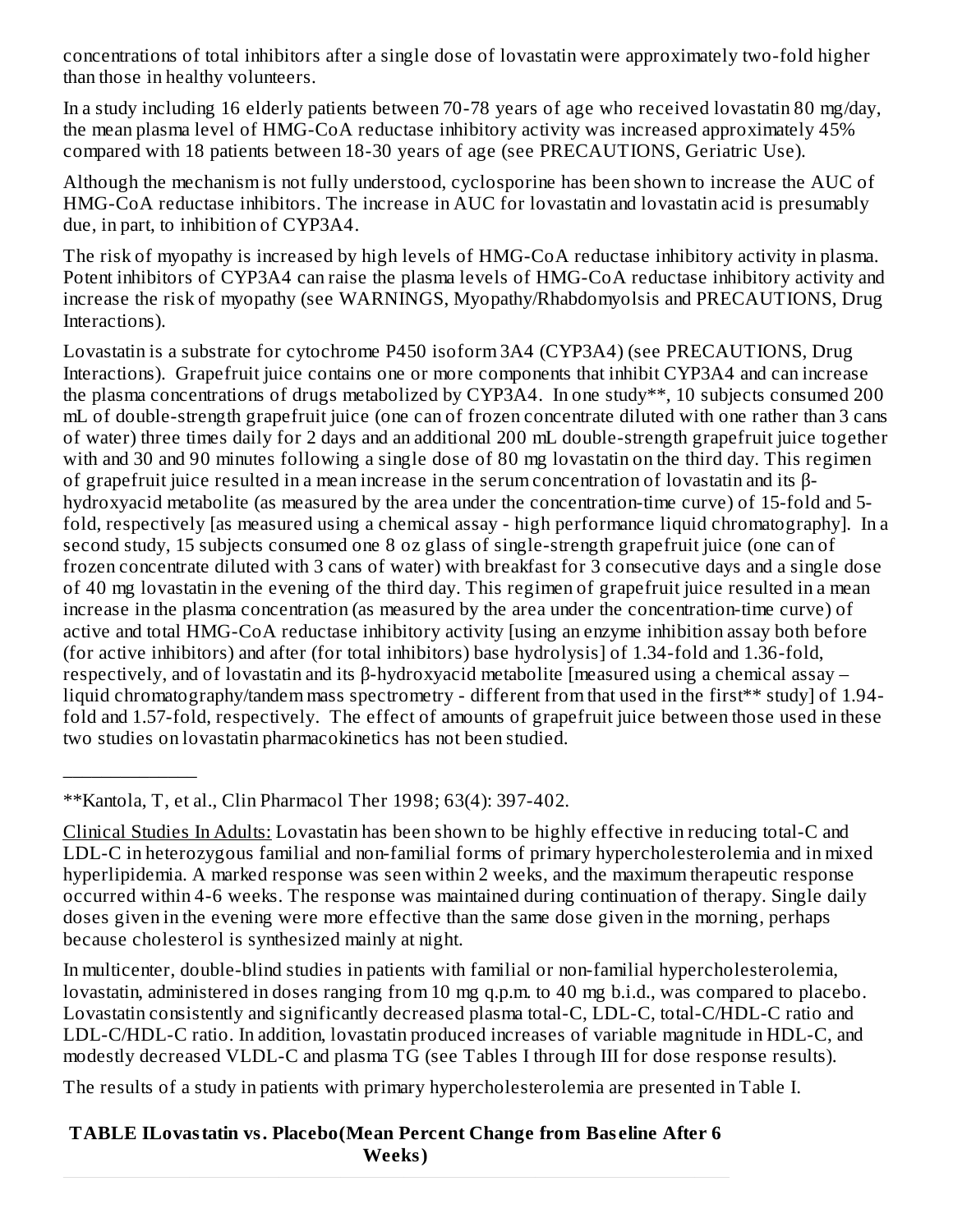concentrations of total inhibitors after a single dose of lovastatin were approximately two-fold higher than those in healthy volunteers.

In a study including 16 elderly patients between 70-78 years of age who received lovastatin 80 mg/day, the mean plasma level of HMG-CoA reductase inhibitory activity was increased approximately 45% compared with 18 patients between 18-30 years of age (see PRECAUTIONS, Geriatric Use).

Although the mechanism is not fully understood, cyclosporine has been shown to increase the AUC of HMG-CoA reductase inhibitors. The increase in AUC for lovastatin and lovastatin acid is presumably due, in part, to inhibition of CYP3A4.

The risk of myopathy is increased by high levels of HMG-CoA reductase inhibitory activity in plasma. Potent inhibitors of CYP3A4 can raise the plasma levels of HMG-CoA reductase inhibitory activity and increase the risk of myopathy (see WARNINGS, Myopathy/Rhabdomyolsis and PRECAUTIONS, Drug Interactions).

Lovastatin is a substrate for cytochrome P450 isoform 3A4 (CYP3A4) (see PRECAUTIONS, Drug Interactions). Grapefruit juice contains one or more components that inhibit CYP3A4 and can increase the plasma concentrations of drugs metabolized by CYP3A4. In one study**, 10 subjects consumed 200 mL of double-strength grapefruit juice (one can of frozen concentrate diluted with one rather than 3 cans of water) three times daily for 2 days and an additional 200 mL double-strength grapefruit juice together with and 30 and 90 minutes following a single dose of 80 mg lovastatin on the third day. This regimen of grapefruit juice resulted in a mean increase in the serum concentration of lovastatin and its β-hydroxyacid metabolite (as measured by the area under the concentration-time curve) of 15-fold and 5-fold, respectively [as measured using a chemical assay - high performance liquid chromatography]. In a second study, 15 subjects consumed one 8 oz glass of single-strength grapefruit juice (one can of frozen concentrate diluted with 3 cans of water) with breakfast for 3 consecutive days and a single dose of 40 mg lovastatin in the evening of the third day. This regimen of grapefruit juice resulted in a mean increase in the plasma concentration (as measured by the area under the concentration-time curve) of active and total HMG-CoA reductase inhibitory activity [using an enzyme inhibition assay both before (for active inhibitors) and after (for total inhibitors) base hydrolysis] of 1.34-fold and 1.36-fold, respectively, and of lovastatin and its β-hydroxyacid metabolite [measured using a chemical assay – liquid chromatography/tandem mass spectrometry - different from that used in the first** study] of 1.94-fold and 1.57-fold, respectively. The effect of amounts of grapefruit juice between those used in these two studies on lovastatin pharmacokinetics has not been studied.

---

**Kantola, T, et al., Clin Pharmacol Ther 1998; 63(4): 397-402.

Clinical Studies In Adults: Lovastatin has been shown to be highly effective in reducing total-C and LDL-C in heterozygous familial and non-familial forms of primary hypercholesterolemia and in mixed hyperlipidemia. A marked response was seen within 2 weeks, and the maximum therapeutic response occurred within 4-6 weeks. The response was maintained during continuation of therapy. Single daily doses given in the evening were more effective than the same dose given in the morning, perhaps because cholesterol is synthesized mainly at night.

In multicenter, double-blind studies in patients with familial or non-familial hypercholesterolemia, lovastatin, administered in doses ranging from 10 mg q.p.m. to 40 mg b.i.d., was compared to placebo. Lovastatin consistently and significantly decreased plasma total-C, LDL-C, total-C/HDL-C ratio and LDL-C/HDL-C ratio. In addition, lovastatin produced increases of variable magnitude in HDL-C, and modestly decreased VLDL-C and plasma TG (see Tables I through III for dose response results).

The results of a study in patients with primary hypercholesterolemia are presented in Table I.

**TABLE I Lovastatin vs. Placebo (Mean Percent Change from Baseline After 6 Weeks)**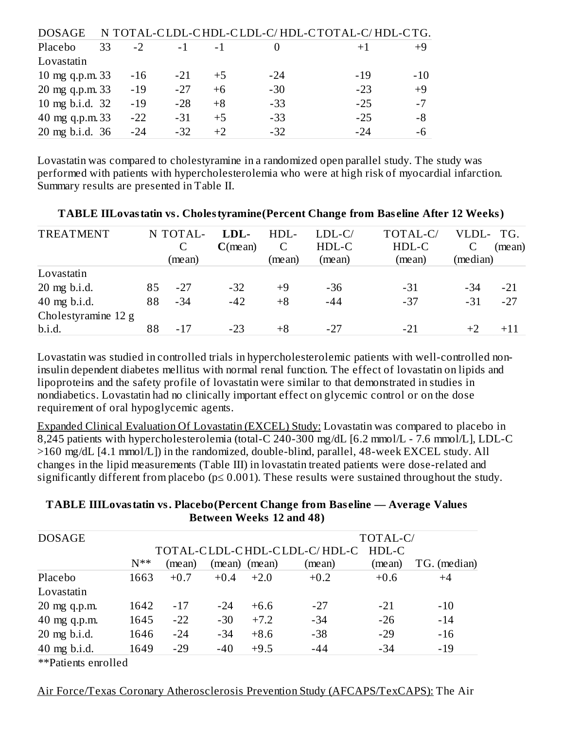| DOSAGE | N | TOTAL-C | LDL-C | HDL-C | LDL-C/ HDL-C | TOTAL-C/ HDL-C | TG. |
|---|---|---|---|---|---|---|---|
| Placebo | 33 | -2 | -1 | -1 | 0 | +1 | +9 |
| Lovastatin | | | | | | | |
| 10 mg q.p.m. | 33 | -16 | -21 | +5 | -24 | -19 | -10 |
| 20 mg q.p.m. | 33 | -19 | -27 | +6 | -30 | -23 | +9 |
| 10 mg b.i.d. | 32 | -19 | -28 | +8 | -33 | -25 | -7 |
| 40 mg q.p.m. | 33 | -22 | -31 | +5 | -33 | -25 | -8 |
| 20 mg b.i.d. | 36 | -24 | -32 | +2 | -32 | -24 | -6 |

Lovastatin was compared to cholestyramine in a randomized open parallel study. The study was performed with patients with hypercholesterolemia who were at high risk of myocardial infarction. Summary results are presented in Table II.

**TABLE II Lovastatin vs. Cholestyramine (Percent Change from Baseline After 12 Weeks)**

| TREATMENT | N | TOTAL-C (mean) | **LDL-C** (mean) | HDL-C (mean) | LDL-C/ HDL-C (mean) | TOTAL-C/ HDL-C (mean) | VLDL-C (median) | TG. (mean) |
|---|---|---|---|---|---|---|---|---|
| Lovastatin | | | | | | | | |
| 20 mg b.i.d. | 85 | -27 | -32 | +9 | -36 | -31 | -34 | -21 |
| 40 mg b.i.d. | 88 | -34 | -42 | +8 | -44 | -37 | -31 | -27 |
| Cholestyramine 12 g b.i.d. | 88 | -17 | -23 | +8 | -27 | -21 | +2 | +11 |

Lovastatin was studied in controlled trials in hypercholesterolemic patients with well-controlled non-insulin dependent diabetes mellitus with normal renal function. The effect of lovastatin on lipids and lipoproteins and the safety profile of lovastatin were similar to that demonstrated in studies in nondiabetics. Lovastatin had no clinically important effect on glycemic control or on the dose requirement of oral hypoglycemic agents.

Expanded Clinical Evaluation Of Lovastatin (EXCEL) Study: Lovastatin was compared to placebo in 8,245 patients with hypercholesterolemia (total-C 240-300 mg/dL [6.2 mmol/L - 7.6 mmol/L], LDL-C >160 mg/dL [4.1 mmol/L]) in the randomized, double-blind, parallel, 48-week EXCEL study. All changes in the lipid measurements (Table III) in lovastatin treated patients were dose-related and significantly different from placebo ($p \leq 0.001$). These results were sustained throughout the study.

**TABLE III Lovastatin vs. Placebo (Percent Change from Baseline — Average Values Between Weeks 12 and 48)**

| DOSAGE | N** | TOTAL-C (mean) | LDL-C (mean) | HDL-C (mean) | LDL-C/ HDL-C (mean) | TOTAL-C/ HDL-C (mean) | TG. (median) |
|---|---|---|---|---|---|---|---|
| Placebo | 1663 | +0.7 | +0.4 | +2.0 | +0.2 | +0.6 | +4 |
| Lovastatin | | | | | | | |
| 20 mg q.p.m. | 1642 | -17 | -24 | +6.6 | -27 | -21 | -10 |
| 40 mg q.p.m. | 1645 | -22 | -30 | +7.2 | -34 | -26 | -14 |
| 20 mg b.i.d. | 1646 | -24 | -34 | +8.6 | -38 | -29 | -16 |
| 40 mg b.i.d. | 1649 | -29 | -40 | +9.5 | -44 | -34 | -19 |

**Patients enrolled

Air Force/Texas Coronary Atherosclerosis Prevention Study (AFCAPS/TexCAPS): The Air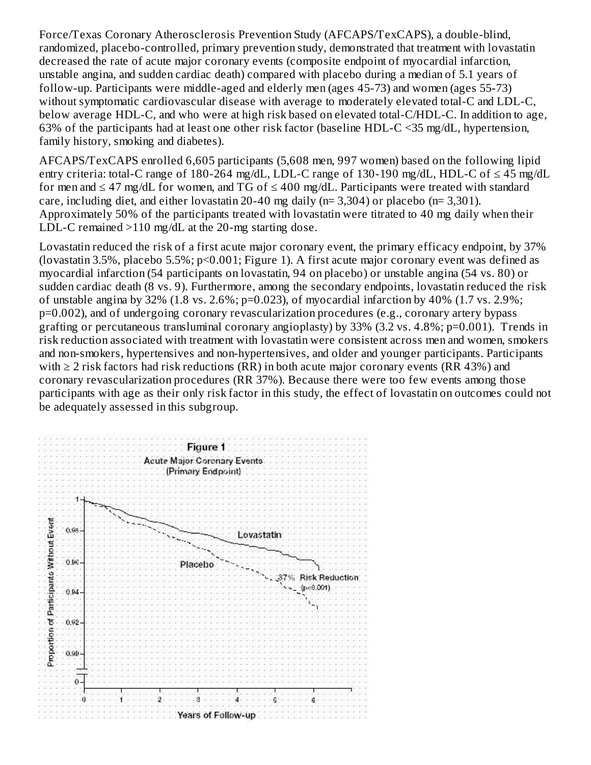Force/Texas Coronary Atherosclerosis Prevention Study (AFCAPS/TexCAPS), a double-blind, randomized, placebo-controlled, primary prevention study, demonstrated that treatment with lovastatin decreased the rate of acute major coronary events (composite endpoint of myocardial infarction, unstable angina, and sudden cardiac death) compared with placebo during a median of 5.1 years of follow-up. Participants were middle-aged and elderly men (ages 45-73) and women (ages 55-73) without symptomatic cardiovascular disease with average to moderately elevated total-C and LDL-C, below average HDL-C, and who were at high risk based on elevated total-C/HDL-C. In addition to age, 63% of the participants had at least one other risk factor (baseline HDL-C <35 mg/dL, hypertension, family history, smoking and diabetes).

AFCAPS/TexCAPS enrolled 6,605 participants (5,608 men, 997 women) based on the following lipid entry criteria: total-C range of 180-264 mg/dL, LDL-C range of 130-190 mg/dL, HDL-C of ≤ 45 mg/dL for men and ≤ 47 mg/dL for women, and TG of ≤ 400 mg/dL. Participants were treated with standard care, including diet, and either lovastatin 20-40 mg daily (n= 3,304) or placebo (n= 3,301). Approximately 50% of the participants treated with lovastatin were titrated to 40 mg daily when their LDL-C remained >110 mg/dL at the 20-mg starting dose.

Lovastatin reduced the risk of a first acute major coronary event, the primary efficacy endpoint, by 37% (lovastatin 3.5%, placebo 5.5%; p<0.001; Figure 1). A first acute major coronary event was defined as myocardial infarction (54 participants on lovastatin, 94 on placebo) or unstable angina (54 vs. 80) or sudden cardiac death (8 vs. 9). Furthermore, among the secondary endpoints, lovastatin reduced the risk of unstable angina by 32% (1.8 vs. 2.6%; p=0.023), of myocardial infarction by 40% (1.7 vs. 2.9%; p=0.002), and of undergoing coronary revascularization procedures (e.g., coronary artery bypass grafting or percutaneous transluminal coronary angioplasty) by 33% (3.2 vs. 4.8%; p=0.001). Trends in risk reduction associated with treatment with lovastatin were consistent across men and women, smokers and non-smokers, hypertensives and non-hypertensives, and older and younger participants. Participants with ≥ 2 risk factors had risk reductions (RR) in both acute major coronary events (RR 43%) and coronary revascularization procedures (RR 37%). Because there were too few events among those participants with age as their only risk factor in this study, the effect of lovastatin on outcomes could not be adequately assessed in this subgroup.

**Figure 1**
Acute Major Coronary Events
(Primary Endpoint)

Proportion of Participants Without Event (y-axis: 0, 0.90, 0.92, 0.94, 0.96, 0.98, 1); Years of Follow-up (x-axis: 0–6). Lovastatin; Placebo; 37% Risk Reduction (p<0.001)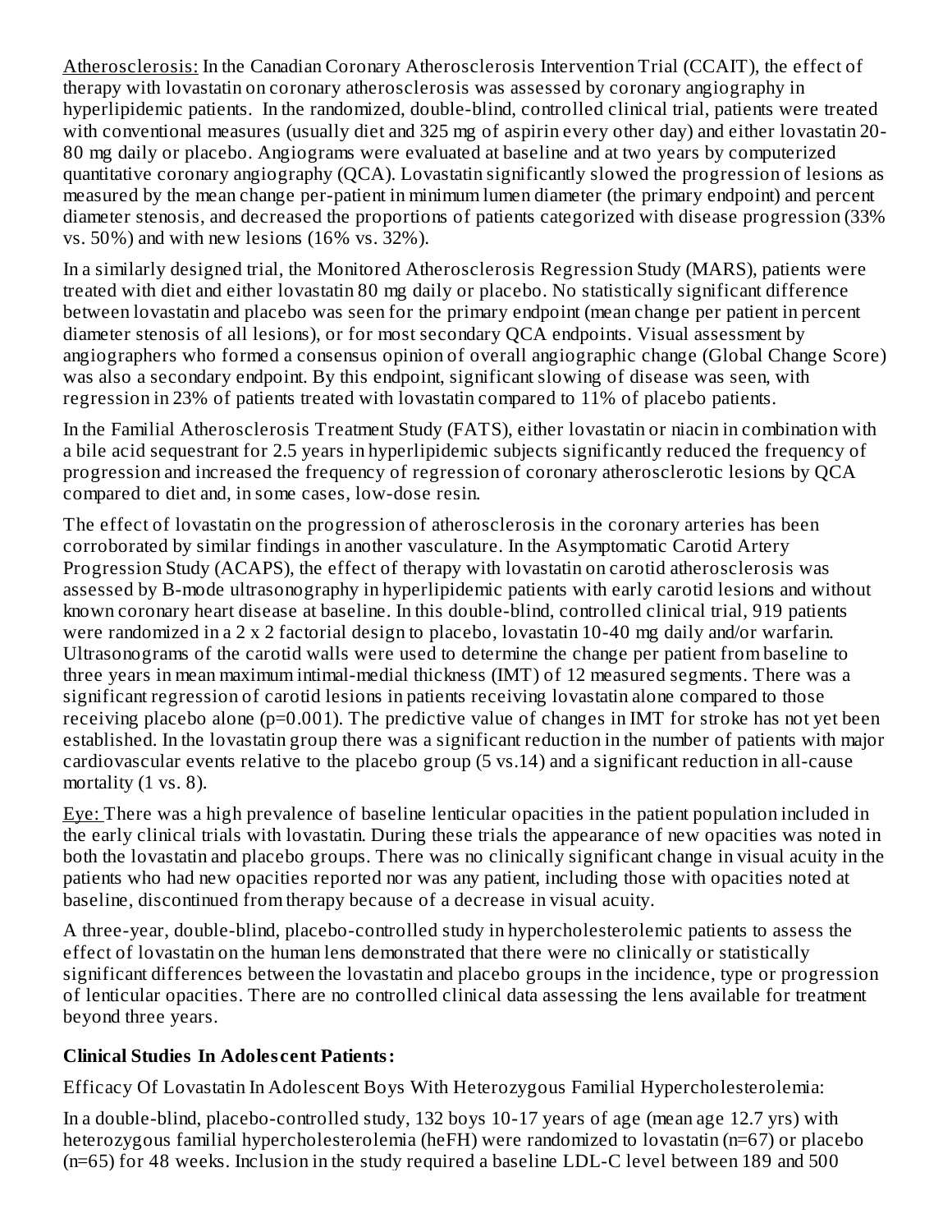Atherosclerosis: In the Canadian Coronary Atherosclerosis Intervention Trial (CCAIT), the effect of therapy with lovastatin on coronary atherosclerosis was assessed by coronary angiography in hyperlipidemic patients. In the randomized, double-blind, controlled clinical trial, patients were treated with conventional measures (usually diet and 325 mg of aspirin every other day) and either lovastatin 20-80 mg daily or placebo. Angiograms were evaluated at baseline and at two years by computerized quantitative coronary angiography (QCA). Lovastatin significantly slowed the progression of lesions as measured by the mean change per-patient in minimum lumen diameter (the primary endpoint) and percent diameter stenosis, and decreased the proportions of patients categorized with disease progression (33% vs. 50%) and with new lesions (16% vs. 32%).

In a similarly designed trial, the Monitored Atherosclerosis Regression Study (MARS), patients were treated with diet and either lovastatin 80 mg daily or placebo. No statistically significant difference between lovastatin and placebo was seen for the primary endpoint (mean change per patient in percent diameter stenosis of all lesions), or for most secondary QCA endpoints. Visual assessment by angiographers who formed a consensus opinion of overall angiographic change (Global Change Score) was also a secondary endpoint. By this endpoint, significant slowing of disease was seen, with regression in 23% of patients treated with lovastatin compared to 11% of placebo patients.

In the Familial Atherosclerosis Treatment Study (FATS), either lovastatin or niacin in combination with a bile acid sequestrant for 2.5 years in hyperlipidemic subjects significantly reduced the frequency of progression and increased the frequency of regression of coronary atherosclerotic lesions by QCA compared to diet and, in some cases, low-dose resin.

The effect of lovastatin on the progression of atherosclerosis in the coronary arteries has been corroborated by similar findings in another vasculature. In the Asymptomatic Carotid Artery Progression Study (ACAPS), the effect of therapy with lovastatin on carotid atherosclerosis was assessed by B-mode ultrasonography in hyperlipidemic patients with early carotid lesions and without known coronary heart disease at baseline. In this double-blind, controlled clinical trial, 919 patients were randomized in a 2 x 2 factorial design to placebo, lovastatin 10-40 mg daily and/or warfarin. Ultrasonograms of the carotid walls were used to determine the change per patient from baseline to three years in mean maximum intimal-medial thickness (IMT) of 12 measured segments. There was a significant regression of carotid lesions in patients receiving lovastatin alone compared to those receiving placebo alone ($p=0.001$). The predictive value of changes in IMT for stroke has not yet been established. In the lovastatin group there was a significant reduction in the number of patients with major cardiovascular events relative to the placebo group (5 vs.14) and a significant reduction in all-cause mortality (1 vs. 8).

Eye: There was a high prevalence of baseline lenticular opacities in the patient population included in the early clinical trials with lovastatin. During these trials the appearance of new opacities was noted in both the lovastatin and placebo groups. There was no clinically significant change in visual acuity in the patients who had new opacities reported nor was any patient, including those with opacities noted at baseline, discontinued from therapy because of a decrease in visual acuity.

A three-year, double-blind, placebo-controlled study in hypercholesterolemic patients to assess the effect of lovastatin on the human lens demonstrated that there were no clinically or statistically significant differences between the lovastatin and placebo groups in the incidence, type or progression of lenticular opacities. There are no controlled clinical data assessing the lens available for treatment beyond three years.

**Clinical Studies In Adolescent Patients:**

Efficacy Of Lovastatin In Adolescent Boys With Heterozygous Familial Hypercholesterolemia:

In a double-blind, placebo-controlled study, 132 boys 10-17 years of age (mean age 12.7 yrs) with heterozygous familial hypercholesterolemia (heFH) were randomized to lovastatin (n=67) or placebo (n=65) for 48 weeks. Inclusion in the study required a baseline LDL-C level between 189 and 500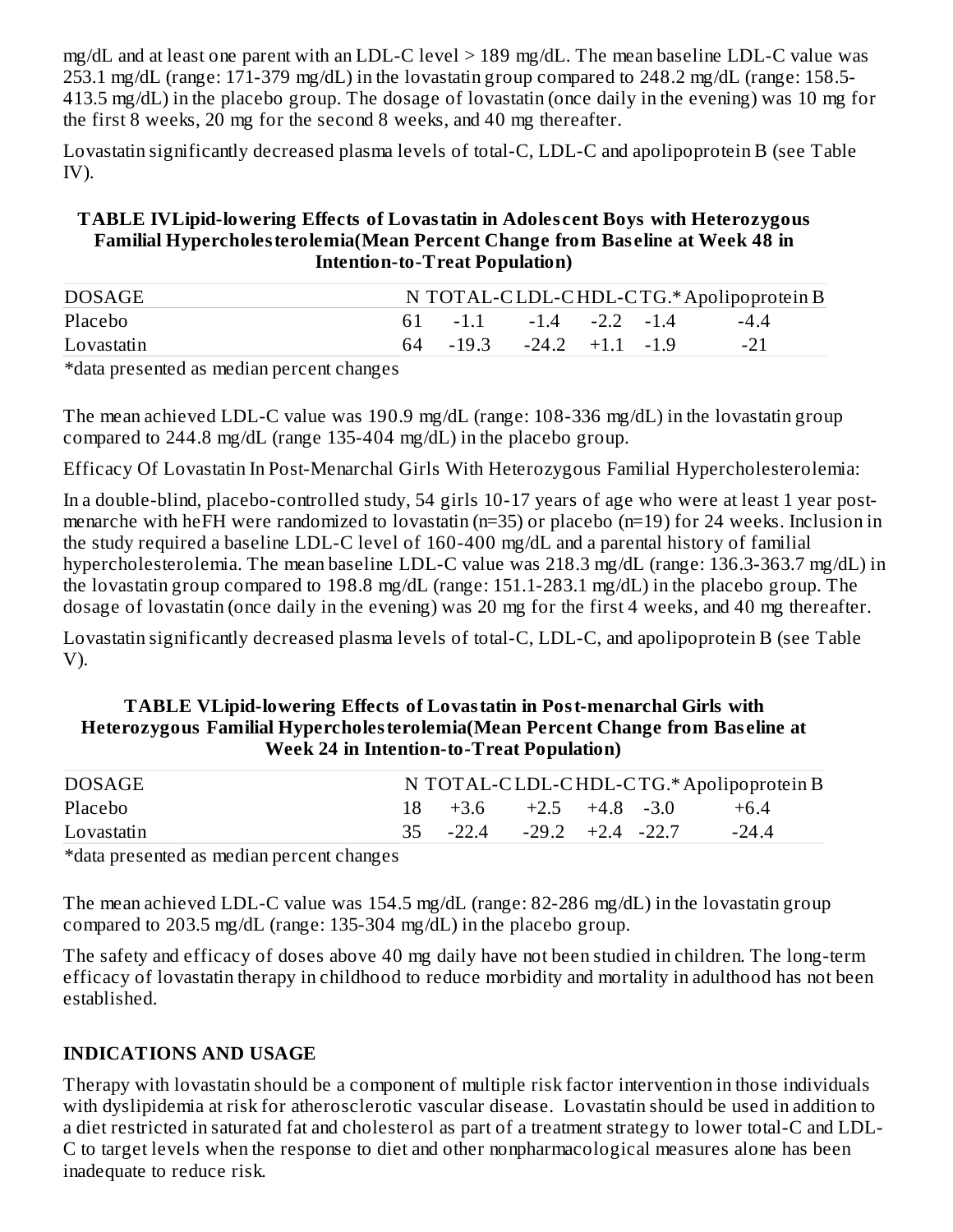mg/dL and at least one parent with an LDL-C level > 189 mg/dL. The mean baseline LDL-C value was 253.1 mg/dL (range: 171-379 mg/dL) in the lovastatin group compared to 248.2 mg/dL (range: 158.5-413.5 mg/dL) in the placebo group. The dosage of lovastatin (once daily in the evening) was 10 mg for the first 8 weeks, 20 mg for the second 8 weeks, and 40 mg thereafter.

Lovastatin significantly decreased plasma levels of total-C, LDL-C and apolipoprotein B (see Table IV).

**TABLE IVLipid-lowering Effects of Lovastatin in Adolescent Boys with Heterozygous Familial Hypercholesterolemia(Mean Percent Change from Baseline at Week 48 in Intention-to-Treat Population)**

| DOSAGE | N | TOTAL-C | LDL-C | HDL-C | TG.* | Apolipoprotein B |
|---|---|---|---|---|---|---|
| Placebo | 61 | -1.1 | -1.4 | -2.2 | -1.4 | -4.4 |
| Lovastatin | 64 | -19.3 | -24.2 | +1.1 | -1.9 | -21 |

*data presented as median percent changes

The mean achieved LDL-C value was 190.9 mg/dL (range: 108-336 mg/dL) in the lovastatin group compared to 244.8 mg/dL (range 135-404 mg/dL) in the placebo group.

Efficacy Of Lovastatin In Post-Menarchal Girls With Heterozygous Familial Hypercholesterolemia:

In a double-blind, placebo-controlled study, 54 girls 10-17 years of age who were at least 1 year post-menarche with heFH were randomized to lovastatin (n=35) or placebo (n=19) for 24 weeks. Inclusion in the study required a baseline LDL-C level of 160-400 mg/dL and a parental history of familial hypercholesterolemia. The mean baseline LDL-C value was 218.3 mg/dL (range: 136.3-363.7 mg/dL) in the lovastatin group compared to 198.8 mg/dL (range: 151.1-283.1 mg/dL) in the placebo group. The dosage of lovastatin (once daily in the evening) was 20 mg for the first 4 weeks, and 40 mg thereafter.

Lovastatin significantly decreased plasma levels of total-C, LDL-C, and apolipoprotein B (see Table V).

**TABLE VLipid-lowering Effects of Lovastatin in Post-menarchal Girls with Heterozygous Familial Hypercholesterolemia(Mean Percent Change from Baseline at Week 24 in Intention-to-Treat Population)**

| DOSAGE | N | TOTAL-C | LDL-C | HDL-C | TG.* | Apolipoprotein B |
|---|---|---|---|---|---|---|
| Placebo | 18 | +3.6 | +2.5 | +4.8 | -3.0 | +6.4 |
| Lovastatin | 35 | -22.4 | -29.2 | +2.4 | -22.7 | -24.4 |

*data presented as median percent changes

The mean achieved LDL-C value was 154.5 mg/dL (range: 82-286 mg/dL) in the lovastatin group compared to 203.5 mg/dL (range: 135-304 mg/dL) in the placebo group.

The safety and efficacy of doses above 40 mg daily have not been studied in children. The long-term efficacy of lovastatin therapy in childhood to reduce morbidity and mortality in adulthood has not been established.

## INDICATIONS AND USAGE

Therapy with lovastatin should be a component of multiple risk factor intervention in those individuals with dyslipidemia at risk for atherosclerotic vascular disease. Lovastatin should be used in addition to a diet restricted in saturated fat and cholesterol as part of a treatment strategy to lower total-C and LDL-C to target levels when the response to diet and other nonpharmacological measures alone has been inadequate to reduce risk.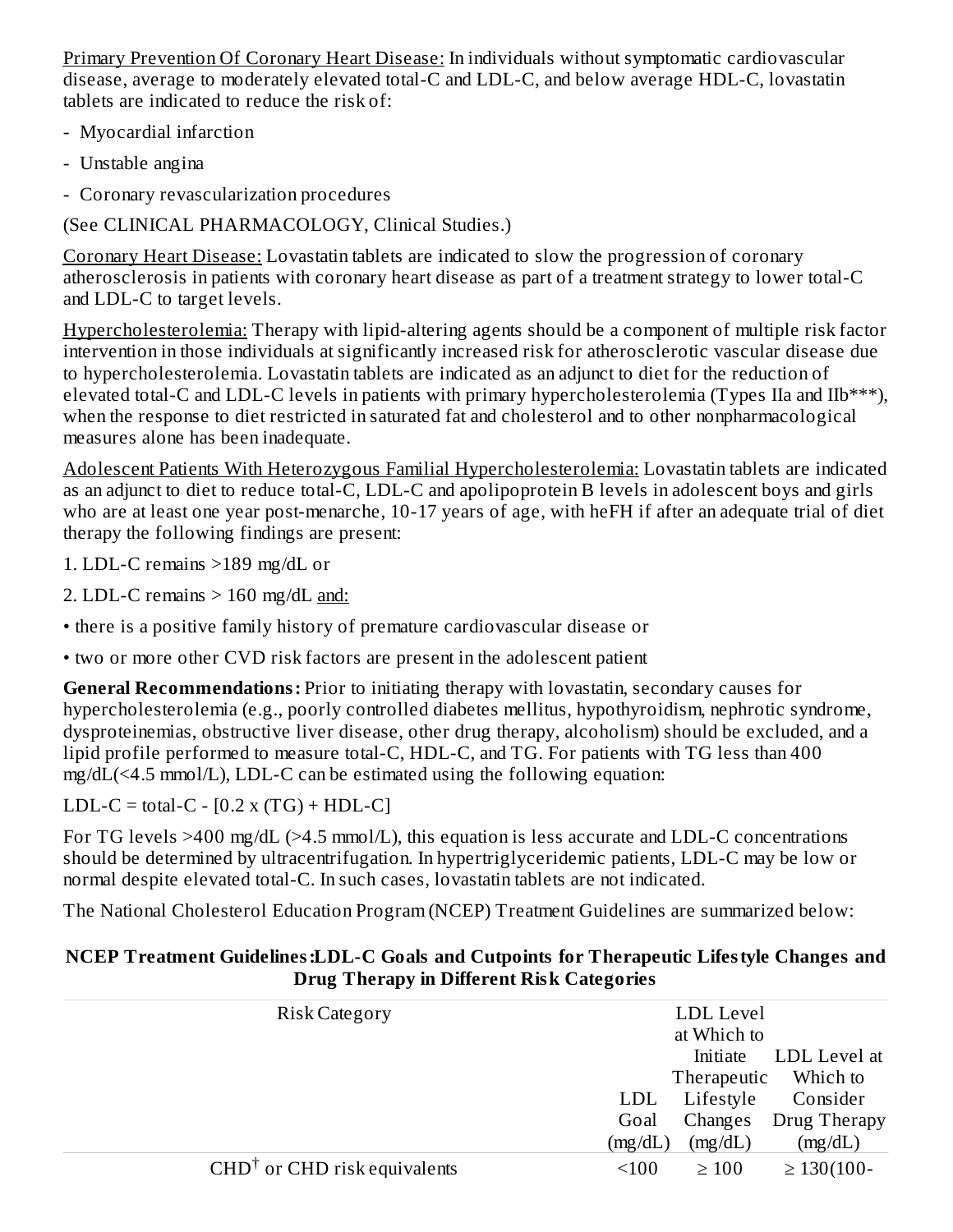Primary Prevention Of Coronary Heart Disease: In individuals without symptomatic cardiovascular disease, average to moderately elevated total-C and LDL-C, and below average HDL-C, lovastatin tablets are indicated to reduce the risk of:

- Myocardial infarction
- Unstable angina
- Coronary revascularization procedures

(See CLINICAL PHARMACOLOGY, Clinical Studies.)

Coronary Heart Disease: Lovastatin tablets are indicated to slow the progression of coronary atherosclerosis in patients with coronary heart disease as part of a treatment strategy to lower total-C and LDL-C to target levels.

Hypercholesterolemia: Therapy with lipid-altering agents should be a component of multiple risk factor intervention in those individuals at significantly increased risk for atherosclerotic vascular disease due to hypercholesterolemia. Lovastatin tablets are indicated as an adjunct to diet for the reduction of elevated total-C and LDL-C levels in patients with primary hypercholesterolemia (Types IIa and IIb***), when the response to diet restricted in saturated fat and cholesterol and to other nonpharmacological measures alone has been inadequate.

Adolescent Patients With Heterozygous Familial Hypercholesterolemia: Lovastatin tablets are indicated as an adjunct to diet to reduce total-C, LDL-C and apolipoprotein B levels in adolescent boys and girls who are at least one year post-menarche, 10-17 years of age, with heFH if after an adequate trial of diet therapy the following findings are present:

1. LDL-C remains >189 mg/dL or
2. LDL-C remains > 160 mg/dL and:

- there is a positive family history of premature cardiovascular disease or
- two or more other CVD risk factors are present in the adolescent patient

**General Recommendations:** Prior to initiating therapy with lovastatin, secondary causes for hypercholesterolemia (e.g., poorly controlled diabetes mellitus, hypothyroidism, nephrotic syndrome, dysproteinemias, obstructive liver disease, other drug therapy, alcoholism) should be excluded, and a lipid profile performed to measure total-C, HDL-C, and TG. For patients with TG less than 400 mg/dL(<4.5 mmol/L), LDL-C can be estimated using the following equation:

LDL-C = total-C - [0.2 x (TG) + HDL-C]

For TG levels >400 mg/dL (>4.5 mmol/L), this equation is less accurate and LDL-C concentrations should be determined by ultracentrifugation. In hypertriglyceridemic patients, LDL-C may be low or normal despite elevated total-C. In such cases, lovastatin tablets are not indicated.

The National Cholesterol Education Program (NCEP) Treatment Guidelines are summarized below:

**NCEP Treatment Guidelines:LDL-C Goals and Cutpoints for Therapeutic Lifestyle Changes and Drug Therapy in Different Risk Categories**

| Risk Category | LDL Goal (mg/dL) | LDL Level at Which to Initiate Therapeutic Lifestyle Changes (mg/dL) | LDL Level at Which to Consider Drug Therapy (mg/dL) |
|---|---|---|---|
| CHD[†] or CHD risk equivalents | <100 | ≥ 100 | ≥ 130(100- |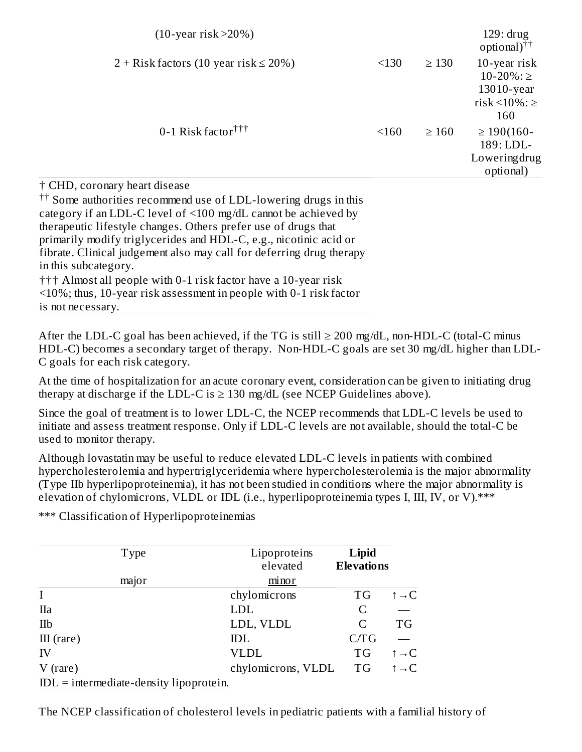| | | | |
|---|---|---|---|
| (10-year risk >20%) | | | 129: drug optional)[††] |
| 2 + Risk factors (10 year risk ≤ 20%) | <130 | ≥ 130 | 10-year risk 10-20%: ≥ 13010-year risk <10%: ≥ 160 |
| 0-1 Risk factor[†††] | <160 | ≥ 160 | ≥ 190(160-189: LDL-Loweringdrug optional) |

† CHD, coronary heart disease

†† Some authorities recommend use of LDL-lowering drugs in this category if an LDL-C level of <100 mg/dL cannot be achieved by therapeutic lifestyle changes. Others prefer use of drugs that primarily modify triglycerides and HDL-C, e.g., nicotinic acid or fibrate. Clinical judgement also may call for deferring drug therapy in this subcategory.

††† Almost all people with 0-1 risk factor have a 10-year risk <10%; thus, 10-year risk assessment in people with 0-1 risk factor is not necessary.

After the LDL-C goal has been achieved, if the TG is still ≥ 200 mg/dL, non-HDL-C (total-C minus HDL-C) becomes a secondary target of therapy. Non-HDL-C goals are set 30 mg/dL higher than LDL-C goals for each risk category.

At the time of hospitalization for an acute coronary event, consideration can be given to initiating drug therapy at discharge if the LDL-C is ≥ 130 mg/dL (see NCEP Guidelines above).

Since the goal of treatment is to lower LDL-C, the NCEP recommends that LDL-C levels be used to initiate and assess treatment response. Only if LDL-C levels are not available, should the total-C be used to monitor therapy.

Although lovastatin may be useful to reduce elevated LDL-C levels in patients with combined hypercholesterolemia and hypertriglyceridemia where hypercholesterolemia is the major abnormality (Type IIb hyperlipoproteinemia), it has not been studied in conditions where the major abnormality is elevation of chylomicrons, VLDL or IDL (i.e., hyperlipoproteinemia types I, III, IV, or V).***

*** Classification of Hyperlipoproteinemias

| Type | Lipoproteins elevated | **Lipid Elevations** | |
|---|---|---|---|
| | | major | minor |
| I | chylomicrons | TG | ↑→C |
| IIa | LDL | C | — |
| IIb | LDL, VLDL | C | TG |
| III (rare) | IDL | C/TG | — |
| IV | VLDL | TG | ↑→C |
| V (rare) | chylomicrons, VLDL | TG | ↑→C |

IDL = intermediate-density lipoprotein.

The NCEP classification of cholesterol levels in pediatric patients with a familial history of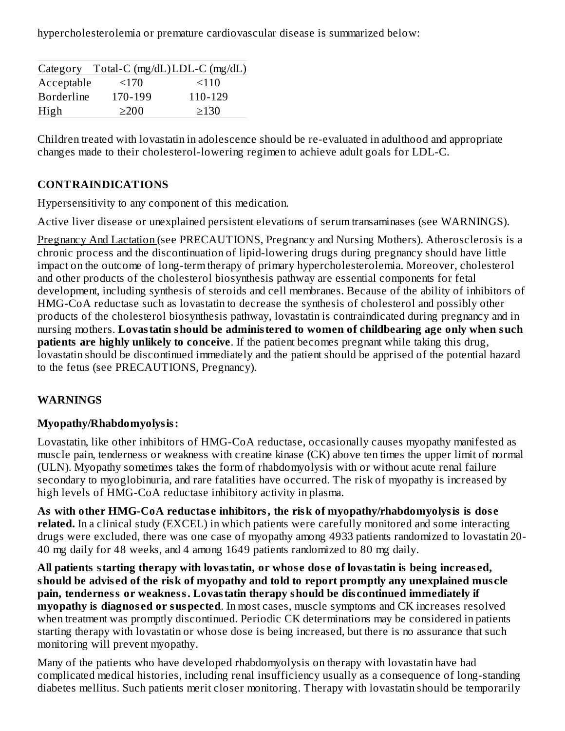hypercholesterolemia or premature cardiovascular disease is summarized below:

| Category | Total-C (mg/dL) | LDL-C (mg/dL) |
| --- | --- | --- |
| Acceptable | <170 | <110 |
| Borderline | 170-199 | 110-129 |
| High | ≥200 | ≥130 |

Children treated with lovastatin in adolescence should be re-evaluated in adulthood and appropriate changes made to their cholesterol-lowering regimen to achieve adult goals for LDL-C.

## CONTRAINDICATIONS

Hypersensitivity to any component of this medication.

Active liver disease or unexplained persistent elevations of serum transaminases (see WARNINGS).

Pregnancy And Lactation (see PRECAUTIONS, Pregnancy and Nursing Mothers). Atherosclerosis is a chronic process and the discontinuation of lipid-lowering drugs during pregnancy should have little impact on the outcome of long-term therapy of primary hypercholesterolemia. Moreover, cholesterol and other products of the cholesterol biosynthesis pathway are essential components for fetal development, including synthesis of steroids and cell membranes. Because of the ability of inhibitors of HMG-CoA reductase such as lovastatin to decrease the synthesis of cholesterol and possibly other products of the cholesterol biosynthesis pathway, lovastatin is contraindicated during pregnancy and in nursing mothers. **Lovastatin should be administered to women of childbearing age only when such patients are highly unlikely to conceive**. If the patient becomes pregnant while taking this drug, lovastatin should be discontinued immediately and the patient should be apprised of the potential hazard to the fetus (see PRECAUTIONS, Pregnancy).

## WARNINGS

### Myopathy/Rhabdomyolysis:

Lovastatin, like other inhibitors of HMG-CoA reductase, occasionally causes myopathy manifested as muscle pain, tenderness or weakness with creatine kinase (CK) above ten times the upper limit of normal (ULN). Myopathy sometimes takes the form of rhabdomyolysis with or without acute renal failure secondary to myoglobinuria, and rare fatalities have occurred. The risk of myopathy is increased by high levels of HMG-CoA reductase inhibitory activity in plasma.

**As with other HMG-CoA reductase inhibitors, the risk of myopathy/rhabdomyolysis is dose related.** In a clinical study (EXCEL) in which patients were carefully monitored and some interacting drugs were excluded, there was one case of myopathy among 4933 patients randomized to lovastatin 20-40 mg daily for 48 weeks, and 4 among 1649 patients randomized to 80 mg daily.

**All patients starting therapy with lovastatin, or whose dose of lovastatin is being increased, should be advised of the risk of myopathy and told to report promptly any unexplained muscle pain, tenderness or weakness. Lovastatin therapy should be discontinued immediately if myopathy is diagnosed or suspected**. In most cases, muscle symptoms and CK increases resolved when treatment was promptly discontinued. Periodic CK determinations may be considered in patients starting therapy with lovastatin or whose dose is being increased, but there is no assurance that such monitoring will prevent myopathy.

Many of the patients who have developed rhabdomyolysis on therapy with lovastatin have had complicated medical histories, including renal insufficiency usually as a consequence of long-standing diabetes mellitus. Such patients merit closer monitoring. Therapy with lovastatin should be temporarily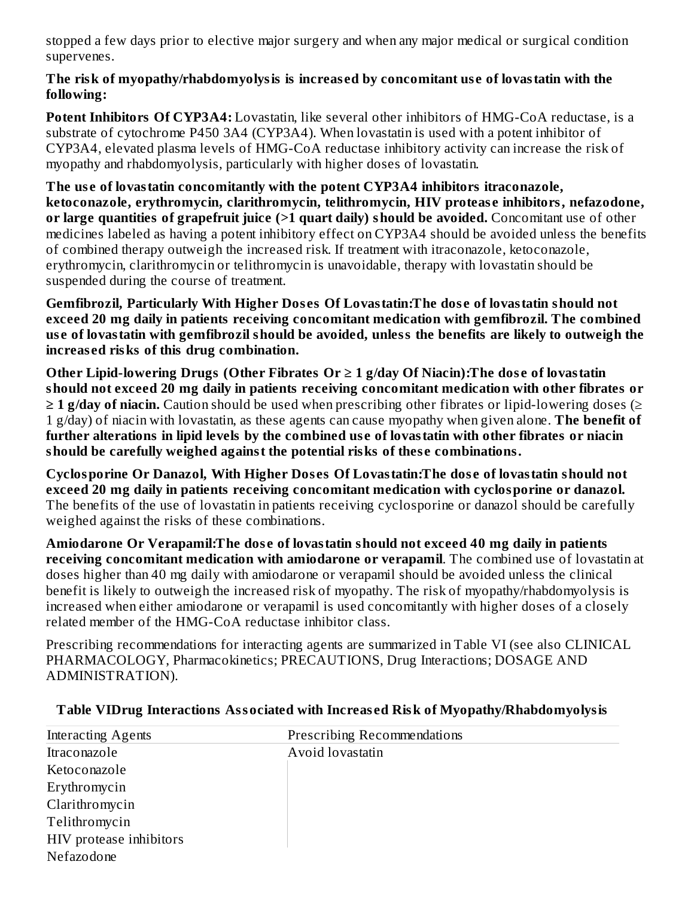stopped a few days prior to elective major surgery and when any major medical or surgical condition supervenes.

**The risk of myopathy/rhabdomyolysis is increased by concomitant use of lovastatin with the following:**

**Potent Inhibitors Of CYP3A4:** Lovastatin, like several other inhibitors of HMG-CoA reductase, is a substrate of cytochrome P450 3A4 (CYP3A4). When lovastatin is used with a potent inhibitor of CYP3A4, elevated plasma levels of HMG-CoA reductase inhibitory activity can increase the risk of myopathy and rhabdomyolysis, particularly with higher doses of lovastatin.

**The use of lovastatin concomitantly with the potent CYP3A4 inhibitors itraconazole, ketoconazole, erythromycin, clarithromycin, telithromycin, HIV protease inhibitors, nefazodone, or large quantities of grapefruit juice (>1 quart daily) should be avoided.** Concomitant use of other medicines labeled as having a potent inhibitory effect on CYP3A4 should be avoided unless the benefits of combined therapy outweigh the increased risk. If treatment with itraconazole, ketoconazole, erythromycin, clarithromycin or telithromycin is unavoidable, therapy with lovastatin should be suspended during the course of treatment.

**Gemfibrozil, Particularly With Higher Doses Of Lovastatin:The dose of lovastatin should not exceed 20 mg daily in patients receiving concomitant medication with gemfibrozil. The combined use of lovastatin with gemfibrozil should be avoided, unless the benefits are likely to outweigh the increased risks of this drug combination.**

**Other Lipid-lowering Drugs (Other Fibrates Or ≥ 1 g/day Of Niacin):The dose of lovastatin should not exceed 20 mg daily in patients receiving concomitant medication with other fibrates or ≥ 1 g/day of niacin.** Caution should be used when prescribing other fibrates or lipid-lowering doses (≥ 1 g/day) of niacin with lovastatin, as these agents can cause myopathy when given alone. **The benefit of further alterations in lipid levels by the combined use of lovastatin with other fibrates or niacin should be carefully weighed against the potential risks of these combinations.**

**Cyclosporine Or Danazol, With Higher Doses Of Lovastatin:The dose of lovastatin should not exceed 20 mg daily in patients receiving concomitant medication with cyclosporine or danazol.** The benefits of the use of lovastatin in patients receiving cyclosporine or danazol should be carefully weighed against the risks of these combinations.

**Amiodarone Or Verapamil:The dose of lovastatin should not exceed 40 mg daily in patients receiving concomitant medication with amiodarone or verapamil**. The combined use of lovastatin at doses higher than 40 mg daily with amiodarone or verapamil should be avoided unless the clinical benefit is likely to outweigh the increased risk of myopathy. The risk of myopathy/rhabdomyolysis is increased when either amiodarone or verapamil is used concomitantly with higher doses of a closely related member of the HMG-CoA reductase inhibitor class.

Prescribing recommendations for interacting agents are summarized in Table VI (see also CLINICAL PHARMACOLOGY, Pharmacokinetics; PRECAUTIONS, Drug Interactions; DOSAGE AND ADMINISTRATION).

**Table VIDrug Interactions Associated with Increased Risk of Myopathy/Rhabdomyolysis**

| Interacting Agents | Prescribing Recommendations |
|---|---|
| Itraconazole<br>Ketoconazole<br>Erythromycin<br>Clarithromycin<br>Telithromycin<br>HIV protease inhibitors<br>Nefazodone | Avoid lovastatin |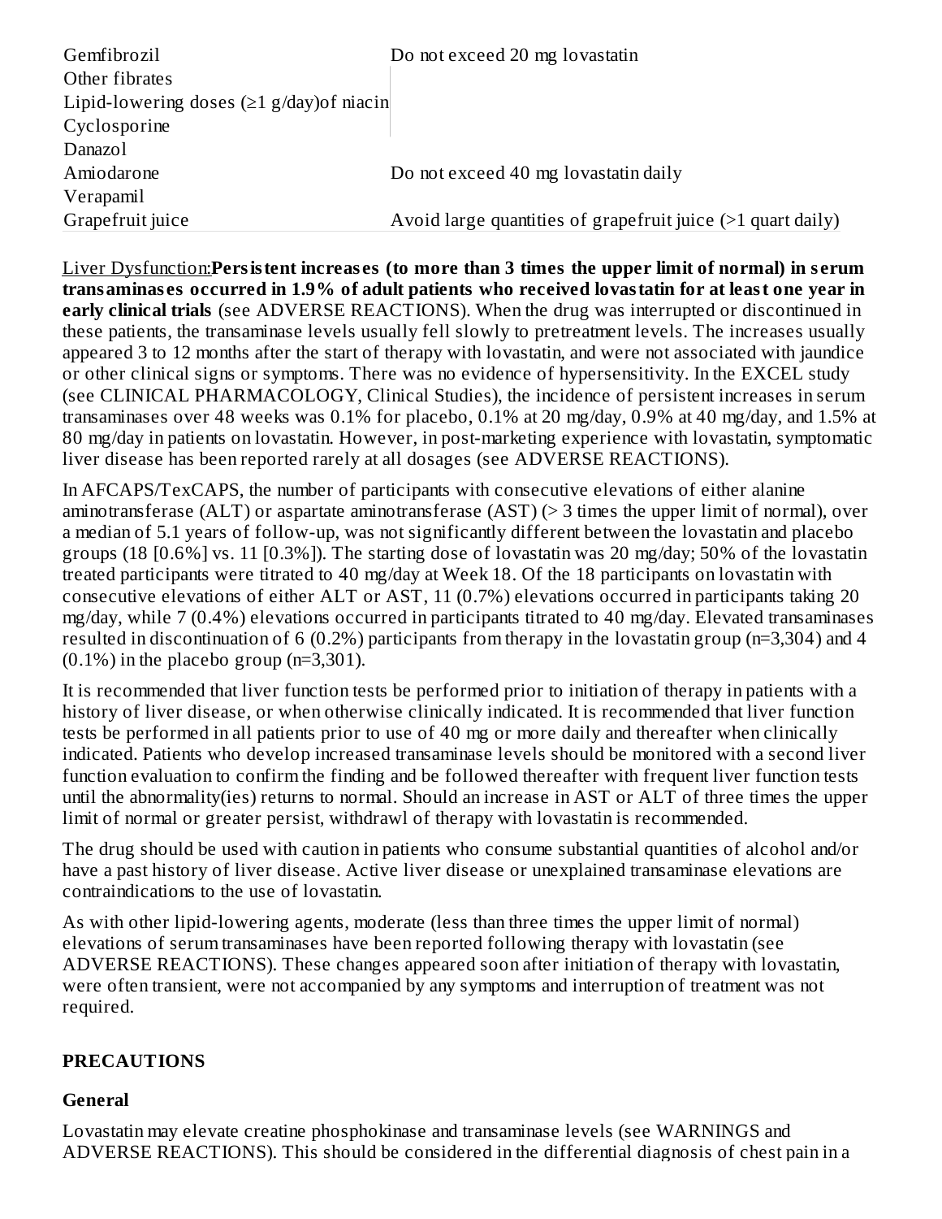| | |
|---|---|
| Gemfibrozil | Do not exceed 20 mg lovastatin |
| Other fibrates | |
| Lipid-lowering doses (≥1 g/day)of niacin | |
| Cyclosporine | |
| Danazol | |
| Amiodarone | Do not exceed 40 mg lovastatin daily |
| Verapamil | |
| Grapefruit juice | Avoid large quantities of grapefruit juice (>1 quart daily) |

Liver Dysfunction:**Persistent increases (to more than 3 times the upper limit of normal) in serum transaminases occurred in 1.9% of adult patients who received lovastatin for at least one year in early clinical trials** (see ADVERSE REACTIONS). When the drug was interrupted or discontinued in these patients, the transaminase levels usually fell slowly to pretreatment levels. The increases usually appeared 3 to 12 months after the start of therapy with lovastatin, and were not associated with jaundice or other clinical signs or symptoms. There was no evidence of hypersensitivity. In the EXCEL study (see CLINICAL PHARMACOLOGY, Clinical Studies), the incidence of persistent increases in serum transaminases over 48 weeks was 0.1% for placebo, 0.1% at 20 mg/day, 0.9% at 40 mg/day, and 1.5% at 80 mg/day in patients on lovastatin. However, in post-marketing experience with lovastatin, symptomatic liver disease has been reported rarely at all dosages (see ADVERSE REACTIONS).

In AFCAPS/TexCAPS, the number of participants with consecutive elevations of either alanine aminotransferase (ALT) or aspartate aminotransferase (AST) (> 3 times the upper limit of normal), over a median of 5.1 years of follow-up, was not significantly different between the lovastatin and placebo groups (18 [0.6%] vs. 11 [0.3%]). The starting dose of lovastatin was 20 mg/day; 50% of the lovastatin treated participants were titrated to 40 mg/day at Week 18. Of the 18 participants on lovastatin with consecutive elevations of either ALT or AST, 11 (0.7%) elevations occurred in participants taking 20 mg/day, while 7 (0.4%) elevations occurred in participants titrated to 40 mg/day. Elevated transaminases resulted in discontinuation of 6 (0.2%) participants from therapy in the lovastatin group (n=3,304) and 4 (0.1%) in the placebo group (n=3,301).

It is recommended that liver function tests be performed prior to initiation of therapy in patients with a history of liver disease, or when otherwise clinically indicated. It is recommended that liver function tests be performed in all patients prior to use of 40 mg or more daily and thereafter when clinically indicated. Patients who develop increased transaminase levels should be monitored with a second liver function evaluation to confirm the finding and be followed thereafter with frequent liver function tests until the abnormality(ies) returns to normal. Should an increase in AST or ALT of three times the upper limit of normal or greater persist, withdrawl of therapy with lovastatin is recommended.

The drug should be used with caution in patients who consume substantial quantities of alcohol and/or have a past history of liver disease. Active liver disease or unexplained transaminase elevations are contraindications to the use of lovastatin.

As with other lipid-lowering agents, moderate (less than three times the upper limit of normal) elevations of serum transaminases have been reported following therapy with lovastatin (see ADVERSE REACTIONS). These changes appeared soon after initiation of therapy with lovastatin, were often transient, were not accompanied by any symptoms and interruption of treatment was not required.

## PRECAUTIONS

### General

Lovastatin may elevate creatine phosphokinase and transaminase levels (see WARNINGS and ADVERSE REACTIONS). This should be considered in the differential diagnosis of chest pain in a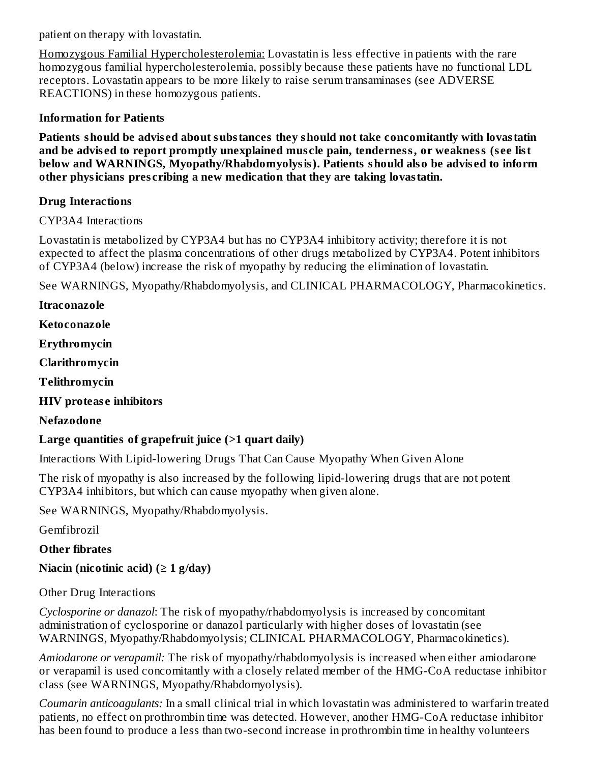patient on therapy with lovastatin.

Homozygous Familial Hypercholesterolemia: Lovastatin is less effective in patients with the rare homozygous familial hypercholesterolemia, possibly because these patients have no functional LDL receptors. Lovastatin appears to be more likely to raise serum transaminases (see ADVERSE REACTIONS) in these homozygous patients.

**Information for Patients**

**Patients should be advised about substances they should not take concomitantly with lovastatin and be advised to report promptly unexplained muscle pain, tenderness, or weakness (see list below and WARNINGS, Myopathy/Rhabdomyolysis). Patients should also be advised to inform other physicians prescribing a new medication that they are taking lovastatin.**

**Drug Interactions**

CYP3A4 Interactions

Lovastatin is metabolized by CYP3A4 but has no CYP3A4 inhibitory activity; therefore it is not expected to affect the plasma concentrations of other drugs metabolized by CYP3A4. Potent inhibitors of CYP3A4 (below) increase the risk of myopathy by reducing the elimination of lovastatin.

See WARNINGS, Myopathy/Rhabdomyolysis, and CLINICAL PHARMACOLOGY, Pharmacokinetics.

**Itraconazole**

**Ketoconazole**

**Erythromycin**

**Clarithromycin**

**Telithromycin**

**HIV protease inhibitors**

**Nefazodone**

**Large quantities of grapefruit juice (>1 quart daily)**

Interactions With Lipid-lowering Drugs That Can Cause Myopathy When Given Alone

The risk of myopathy is also increased by the following lipid-lowering drugs that are not potent CYP3A4 inhibitors, but which can cause myopathy when given alone.

See WARNINGS, Myopathy/Rhabdomyolysis.

Gemfibrozil

**Other fibrates**

**Niacin (nicotinic acid) (≥ 1 g/day)**

Other Drug Interactions

*Cyclosporine or danazol*: The risk of myopathy/rhabdomyolysis is increased by concomitant administration of cyclosporine or danazol particularly with higher doses of lovastatin (see WARNINGS, Myopathy/Rhabdomyolysis; CLINICAL PHARMACOLOGY, Pharmacokinetics).

*Amiodarone or verapamil:* The risk of myopathy/rhabdomyolysis is increased when either amiodarone or verapamil is used concomitantly with a closely related member of the HMG-CoA reductase inhibitor class (see WARNINGS, Myopathy/Rhabdomyolysis).

*Coumarin anticoagulants:* In a small clinical trial in which lovastatin was administered to warfarin treated patients, no effect on prothrombin time was detected. However, another HMG-CoA reductase inhibitor has been found to produce a less than two-second increase in prothrombin time in healthy volunteers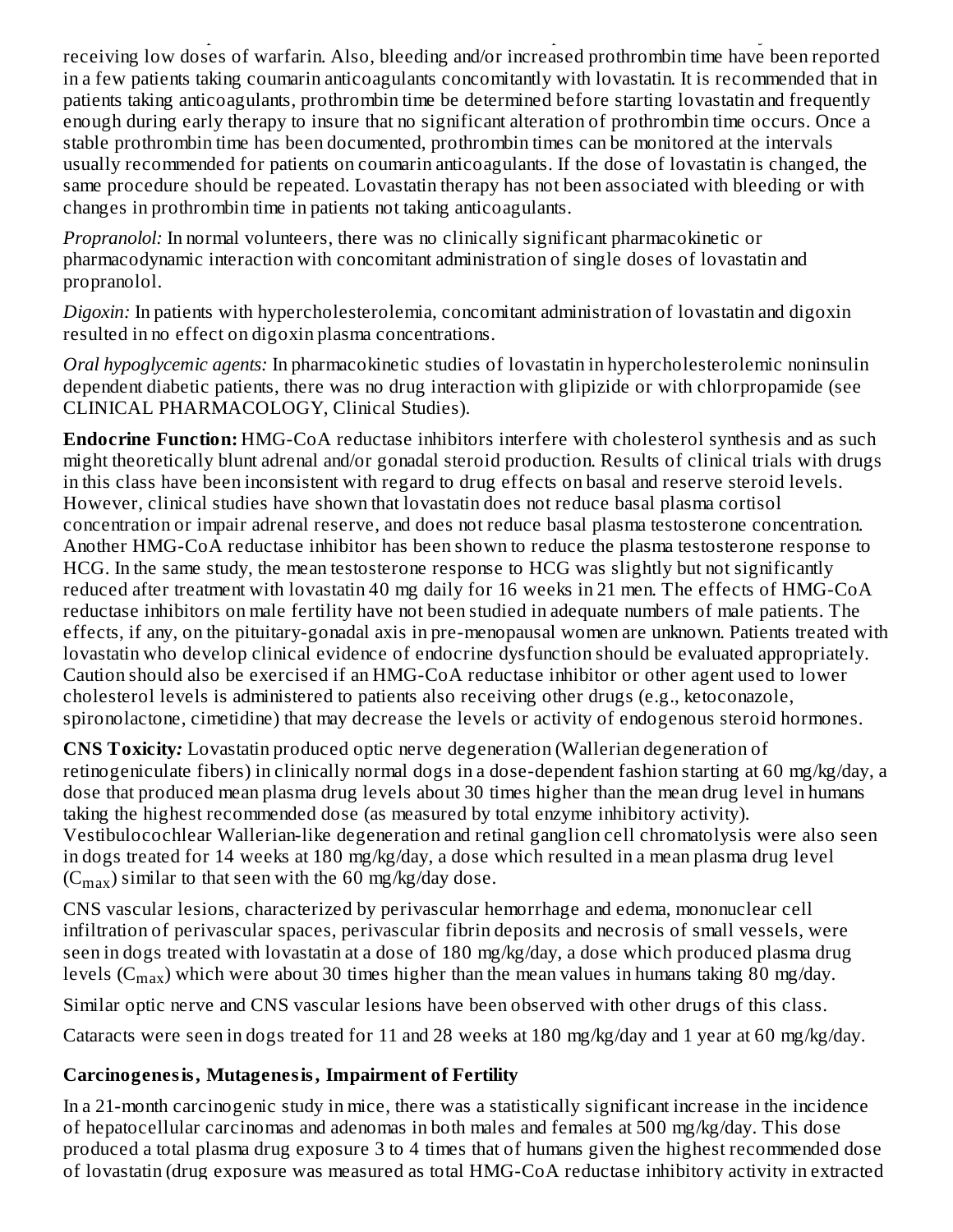receiving low doses of warfarin. Also, bleeding and/or increased prothrombin time have been reported in a few patients taking coumarin anticoagulants concomitantly with lovastatin. It is recommended that in patients taking anticoagulants, prothrombin time be determined before starting lovastatin and frequently enough during early therapy to insure that no significant alteration of prothrombin time occurs. Once a stable prothrombin time has been documented, prothrombin times can be monitored at the intervals usually recommended for patients on coumarin anticoagulants. If the dose of lovastatin is changed, the same procedure should be repeated. Lovastatin therapy has not been associated with bleeding or with changes in prothrombin time in patients not taking anticoagulants.

*Propranolol:* In normal volunteers, there was no clinically significant pharmacokinetic or pharmacodynamic interaction with concomitant administration of single doses of lovastatin and propranolol.

*Digoxin:* In patients with hypercholesterolemia, concomitant administration of lovastatin and digoxin resulted in no effect on digoxin plasma concentrations.

*Oral hypoglycemic agents:* In pharmacokinetic studies of lovastatin in hypercholesterolemic noninsulin dependent diabetic patients, there was no drug interaction with glipizide or with chlorpropamide (see CLINICAL PHARMACOLOGY, Clinical Studies).

**Endocrine Function:** HMG-CoA reductase inhibitors interfere with cholesterol synthesis and as such might theoretically blunt adrenal and/or gonadal steroid production. Results of clinical trials with drugs in this class have been inconsistent with regard to drug effects on basal and reserve steroid levels. However, clinical studies have shown that lovastatin does not reduce basal plasma cortisol concentration or impair adrenal reserve, and does not reduce basal plasma testosterone concentration. Another HMG-CoA reductase inhibitor has been shown to reduce the plasma testosterone response to HCG. In the same study, the mean testosterone response to HCG was slightly but not significantly reduced after treatment with lovastatin 40 mg daily for 16 weeks in 21 men. The effects of HMG-CoA reductase inhibitors on male fertility have not been studied in adequate numbers of male patients. The effects, if any, on the pituitary-gonadal axis in pre-menopausal women are unknown. Patients treated with lovastatin who develop clinical evidence of endocrine dysfunction should be evaluated appropriately. Caution should also be exercised if an HMG-CoA reductase inhibitor or other agent used to lower cholesterol levels is administered to patients also receiving other drugs (e.g., ketoconazole, spironolactone, cimetidine) that may decrease the levels or activity of endogenous steroid hormones.

**CNS Toxicity*:*** Lovastatin produced optic nerve degeneration (Wallerian degeneration of retinogeniculate fibers) in clinically normal dogs in a dose-dependent fashion starting at 60 mg/kg/day, a dose that produced mean plasma drug levels about 30 times higher than the mean drug level in humans taking the highest recommended dose (as measured by total enzyme inhibitory activity). Vestibulocochlear Wallerian-like degeneration and retinal ganglion cell chromatolysis were also seen in dogs treated for 14 weeks at 180 mg/kg/day, a dose which resulted in a mean plasma drug level ($C_{max}$) similar to that seen with the 60 mg/kg/day dose.

CNS vascular lesions, characterized by perivascular hemorrhage and edema, mononuclear cell infiltration of perivascular spaces, perivascular fibrin deposits and necrosis of small vessels, were seen in dogs treated with lovastatin at a dose of 180 mg/kg/day, a dose which produced plasma drug levels ($C_{max}$) which were about 30 times higher than the mean values in humans taking 80 mg/day.

Similar optic nerve and CNS vascular lesions have been observed with other drugs of this class.

Cataracts were seen in dogs treated for 11 and 28 weeks at 180 mg/kg/day and 1 year at 60 mg/kg/day.

## Carcinogenesis, Mutagenesis, Impairment of Fertility

In a 21-month carcinogenic study in mice, there was a statistically significant increase in the incidence of hepatocellular carcinomas and adenomas in both males and females at 500 mg/kg/day. This dose produced a total plasma drug exposure 3 to 4 times that of humans given the highest recommended dose of lovastatin (drug exposure was measured as total HMG-CoA reductase inhibitory activity in extracted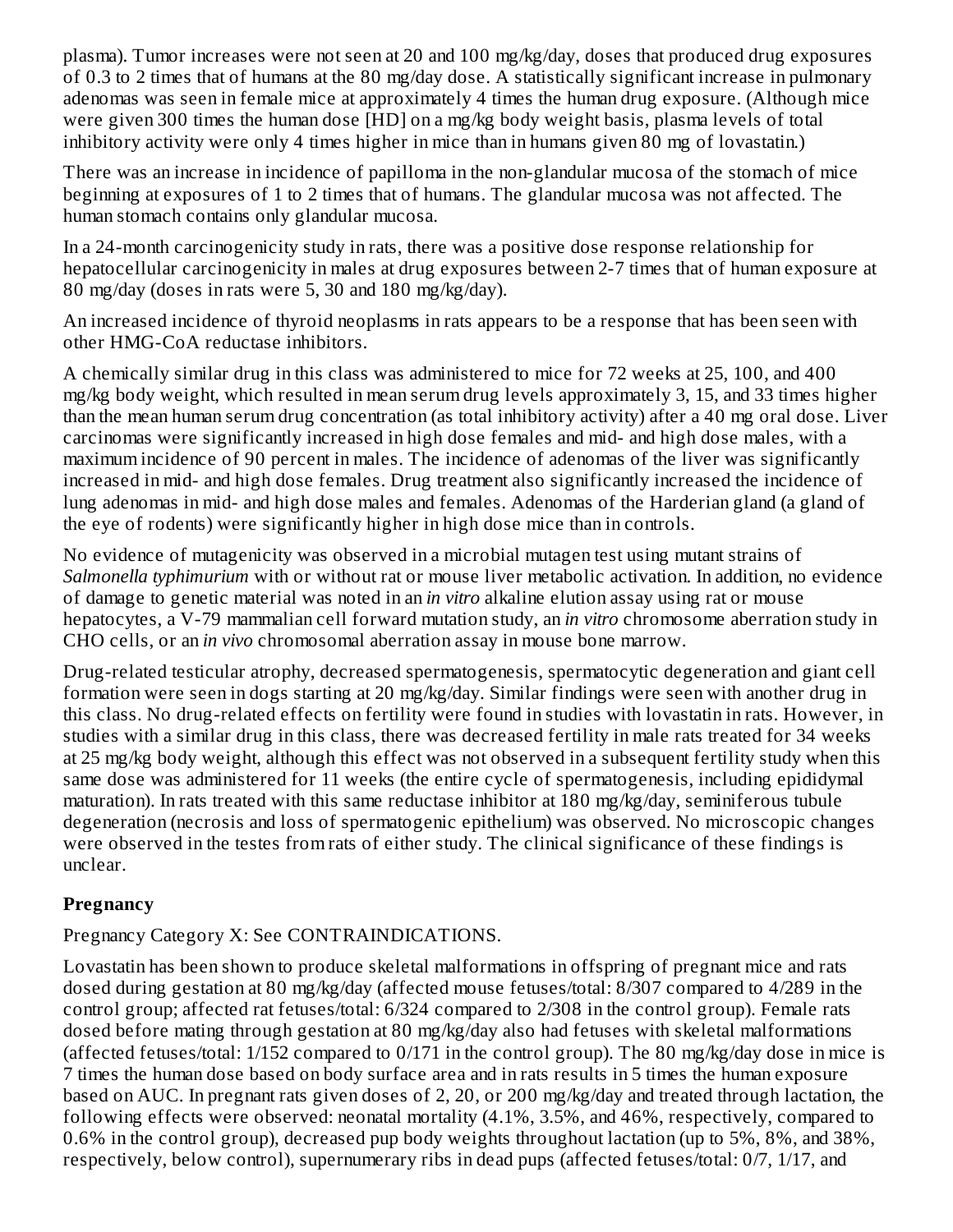plasma). Tumor increases were not seen at 20 and 100 mg/kg/day, doses that produced drug exposures of 0.3 to 2 times that of humans at the 80 mg/day dose. A statistically significant increase in pulmonary adenomas was seen in female mice at approximately 4 times the human drug exposure. (Although mice were given 300 times the human dose [HD] on a mg/kg body weight basis, plasma levels of total inhibitory activity were only 4 times higher in mice than in humans given 80 mg of lovastatin.)

There was an increase in incidence of papilloma in the non-glandular mucosa of the stomach of mice beginning at exposures of 1 to 2 times that of humans. The glandular mucosa was not affected. The human stomach contains only glandular mucosa.

In a 24-month carcinogenicity study in rats, there was a positive dose response relationship for hepatocellular carcinogenicity in males at drug exposures between 2-7 times that of human exposure at 80 mg/day (doses in rats were 5, 30 and 180 mg/kg/day).

An increased incidence of thyroid neoplasms in rats appears to be a response that has been seen with other HMG-CoA reductase inhibitors.

A chemically similar drug in this class was administered to mice for 72 weeks at 25, 100, and 400 mg/kg body weight, which resulted in mean serum drug levels approximately 3, 15, and 33 times higher than the mean human serum drug concentration (as total inhibitory activity) after a 40 mg oral dose. Liver carcinomas were significantly increased in high dose females and mid- and high dose males, with a maximum incidence of 90 percent in males. The incidence of adenomas of the liver was significantly increased in mid- and high dose females. Drug treatment also significantly increased the incidence of lung adenomas in mid- and high dose males and females. Adenomas of the Harderian gland (a gland of the eye of rodents) were significantly higher in high dose mice than in controls.

No evidence of mutagenicity was observed in a microbial mutagen test using mutant strains of *Salmonella typhimurium* with or without rat or mouse liver metabolic activation. In addition, no evidence of damage to genetic material was noted in an *in vitro* alkaline elution assay using rat or mouse hepatocytes, a V-79 mammalian cell forward mutation study, an *in vitro* chromosome aberration study in CHO cells, or an *in vivo* chromosomal aberration assay in mouse bone marrow.

Drug-related testicular atrophy, decreased spermatogenesis, spermatocytic degeneration and giant cell formation were seen in dogs starting at 20 mg/kg/day. Similar findings were seen with another drug in this class. No drug-related effects on fertility were found in studies with lovastatin in rats. However, in studies with a similar drug in this class, there was decreased fertility in male rats treated for 34 weeks at 25 mg/kg body weight, although this effect was not observed in a subsequent fertility study when this same dose was administered for 11 weeks (the entire cycle of spermatogenesis, including epididymal maturation). In rats treated with this same reductase inhibitor at 180 mg/kg/day, seminiferous tubule degeneration (necrosis and loss of spermatogenic epithelium) was observed. No microscopic changes were observed in the testes from rats of either study. The clinical significance of these findings is unclear.

**Pregnancy**

Pregnancy Category X: See CONTRAINDICATIONS.

Lovastatin has been shown to produce skeletal malformations in offspring of pregnant mice and rats dosed during gestation at 80 mg/kg/day (affected mouse fetuses/total: 8/307 compared to 4/289 in the control group; affected rat fetuses/total: 6/324 compared to 2/308 in the control group). Female rats dosed before mating through gestation at 80 mg/kg/day also had fetuses with skeletal malformations (affected fetuses/total: 1/152 compared to 0/171 in the control group). The 80 mg/kg/day dose in mice is 7 times the human dose based on body surface area and in rats results in 5 times the human exposure based on AUC. In pregnant rats given doses of 2, 20, or 200 mg/kg/day and treated through lactation, the following effects were observed: neonatal mortality (4.1%, 3.5%, and 46%, respectively, compared to 0.6% in the control group), decreased pup body weights throughout lactation (up to 5%, 8%, and 38%, respectively, below control), supernumerary ribs in dead pups (affected fetuses/total: 0/7, 1/17, and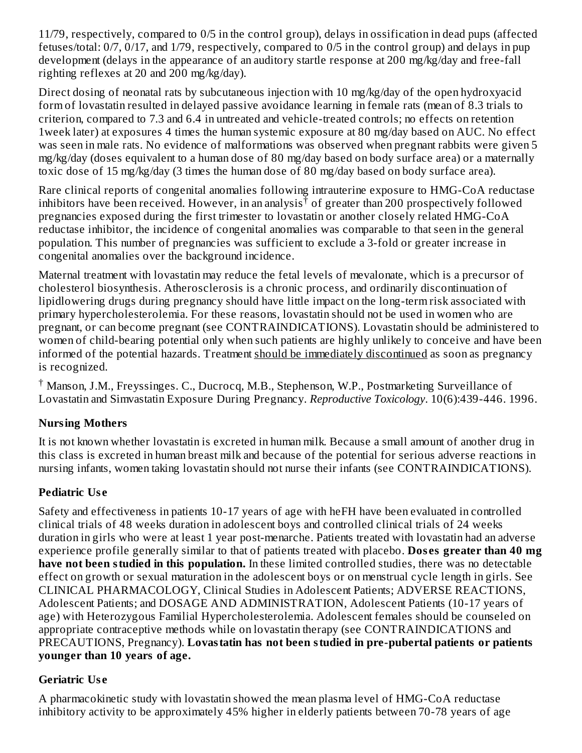11/79, respectively, compared to 0/5 in the control group), delays in ossification in dead pups (affected fetuses/total: 0/7, 0/17, and 1/79, respectively, compared to 0/5 in the control group) and delays in pup development (delays in the appearance of an auditory startle response at 200 mg/kg/day and free-fall righting reflexes at 20 and 200 mg/kg/day).

Direct dosing of neonatal rats by subcutaneous injection with 10 mg/kg/day of the open hydroxyacid form of lovastatin resulted in delayed passive avoidance learning in female rats (mean of 8.3 trials to criterion, compared to 7.3 and 6.4 in untreated and vehicle-treated controls; no effects on retention 1week later) at exposures 4 times the human systemic exposure at 80 mg/day based on AUC. No effect was seen in male rats. No evidence of malformations was observed when pregnant rabbits were given 5 mg/kg/day (doses equivalent to a human dose of 80 mg/day based on body surface area) or a maternally toxic dose of 15 mg/kg/day (3 times the human dose of 80 mg/day based on body surface area).

Rare clinical reports of congenital anomalies following intrauterine exposure to HMG-CoA reductase inhibitors have been received. However, in an analysis[†] of greater than 200 prospectively followed pregnancies exposed during the first trimester to lovastatin or another closely related HMG-CoA reductase inhibitor, the incidence of congenital anomalies was comparable to that seen in the general population. This number of pregnancies was sufficient to exclude a 3-fold or greater increase in congenital anomalies over the background incidence.

Maternal treatment with lovastatin may reduce the fetal levels of mevalonate, which is a precursor of cholesterol biosynthesis. Atherosclerosis is a chronic process, and ordinarily discontinuation of lipidlowering drugs during pregnancy should have little impact on the long-term risk associated with primary hypercholesterolemia. For these reasons, lovastatin should not be used in women who are pregnant, or can become pregnant (see CONTRAINDICATIONS). Lovastatin should be administered to women of child-bearing potential only when such patients are highly unlikely to conceive and have been informed of the potential hazards. Treatment should be immediately discontinued as soon as pregnancy is recognized.

[†] Manson, J.M., Freyssinges. C., Ducrocq, M.B., Stephenson, W.P., Postmarketing Surveillance of Lovastatin and Simvastatin Exposure During Pregnancy. *Reproductive Toxicology*. 10(6):439-446. 1996.

### Nursing Mothers

It is not known whether lovastatin is excreted in human milk. Because a small amount of another drug in this class is excreted in human breast milk and because of the potential for serious adverse reactions in nursing infants, women taking lovastatin should not nurse their infants (see CONTRAINDICATIONS).

### Pediatric Use

Safety and effectiveness in patients 10-17 years of age with heFH have been evaluated in controlled clinical trials of 48 weeks duration in adolescent boys and controlled clinical trials of 24 weeks duration in girls who were at least 1 year post-menarche. Patients treated with lovastatin had an adverse experience profile generally similar to that of patients treated with placebo. **Doses greater than 40 mg have not been studied in this population.** In these limited controlled studies, there was no detectable effect on growth or sexual maturation in the adolescent boys or on menstrual cycle length in girls. See CLINICAL PHARMACOLOGY, Clinical Studies in Adolescent Patients; ADVERSE REACTIONS, Adolescent Patients; and DOSAGE AND ADMINISTRATION, Adolescent Patients (10-17 years of age) with Heterozygous Familial Hypercholesterolemia. Adolescent females should be counseled on appropriate contraceptive methods while on lovastatin therapy (see CONTRAINDICATIONS and PRECAUTIONS, Pregnancy). **Lovastatin has not been studied in pre-pubertal patients or patients younger than 10 years of age.**

### Geriatric Use

A pharmacokinetic study with lovastatin showed the mean plasma level of HMG-CoA reductase inhibitory activity to be approximately 45% higher in elderly patients between 70-78 years of age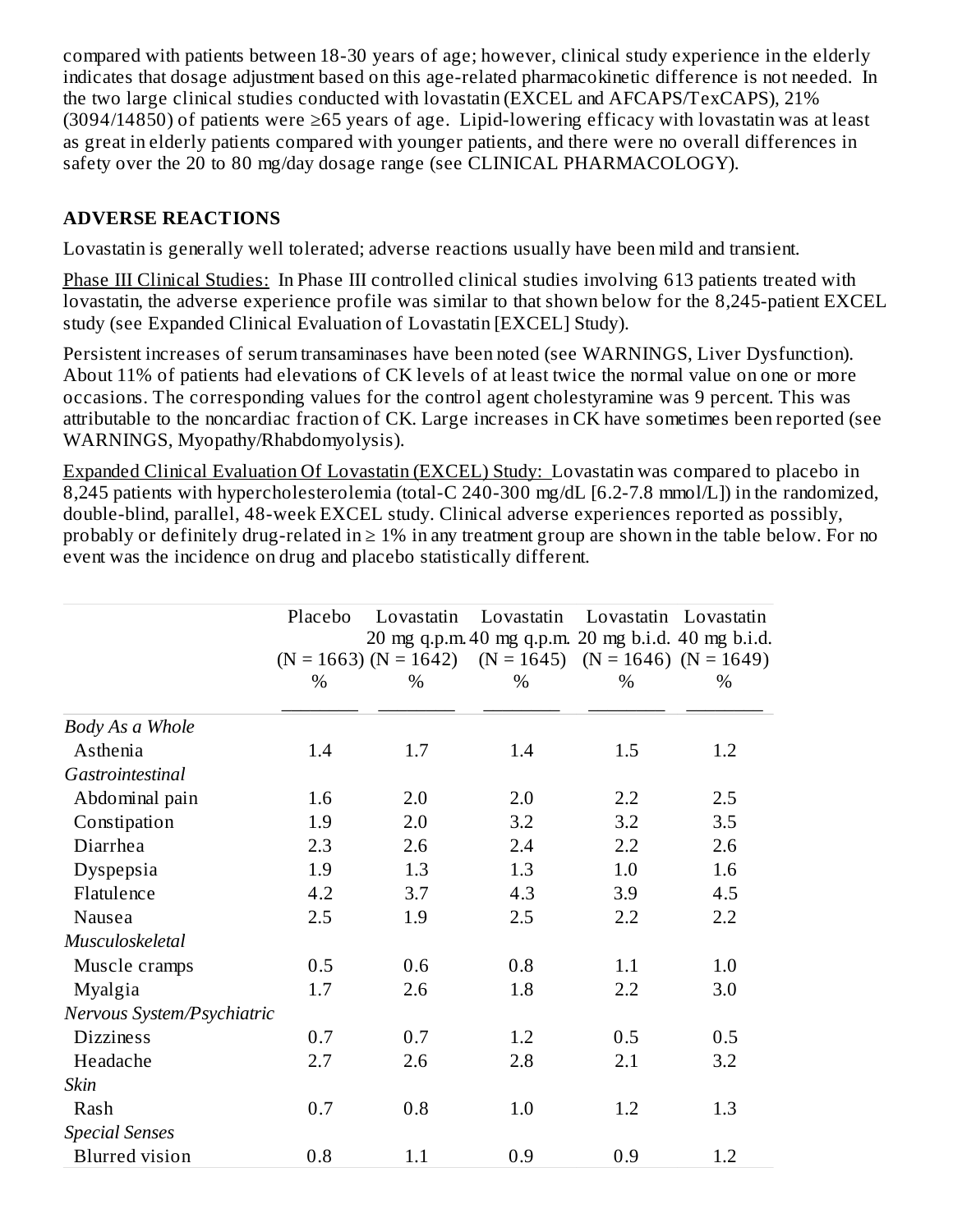compared with patients between 18-30 years of age; however, clinical study experience in the elderly indicates that dosage adjustment based on this age-related pharmacokinetic difference is not needed. In the two large clinical studies conducted with lovastatin (EXCEL and AFCAPS/TexCAPS), 21% (3094/14850) of patients were ≥65 years of age. Lipid-lowering efficacy with lovastatin was at least as great in elderly patients compared with younger patients, and there were no overall differences in safety over the 20 to 80 mg/day dosage range (see CLINICAL PHARMACOLOGY).

## ADVERSE REACTIONS

Lovastatin is generally well tolerated; adverse reactions usually have been mild and transient.

Phase III Clinical Studies: In Phase III controlled clinical studies involving 613 patients treated with lovastatin, the adverse experience profile was similar to that shown below for the 8,245-patient EXCEL study (see Expanded Clinical Evaluation of Lovastatin [EXCEL] Study).

Persistent increases of serum transaminases have been noted (see WARNINGS, Liver Dysfunction). About 11% of patients had elevations of CK levels of at least twice the normal value on one or more occasions. The corresponding values for the control agent cholestyramine was 9 percent. This was attributable to the noncardiac fraction of CK. Large increases in CK have sometimes been reported (see WARNINGS, Myopathy/Rhabdomyolysis).

Expanded Clinical Evaluation Of Lovastatin (EXCEL) Study: Lovastatin was compared to placebo in 8,245 patients with hypercholesterolemia (total-C 240-300 mg/dL [6.2-7.8 mmol/L]) in the randomized, double-blind, parallel, 48-week EXCEL study. Clinical adverse experiences reported as possibly, probably or definitely drug-related in ≥ 1% in any treatment group are shown in the table below. For no event was the incidence on drug and placebo statistically different.

| | Placebo (N = 1663) % | Lovastatin 20 mg q.p.m. (N = 1642) % | Lovastatin 40 mg q.p.m. (N = 1645) % | Lovastatin 20 mg b.i.d. (N = 1646) % | Lovastatin 40 mg b.i.d. (N = 1649) % |
|---|---|---|---|---|---|
| *Body As a Whole* | | | | | |
| Asthenia | 1.4 | 1.7 | 1.4 | 1.5 | 1.2 |
| *Gastrointestinal* | | | | | |
| Abdominal pain | 1.6 | 2.0 | 2.0 | 2.2 | 2.5 |
| Constipation | 1.9 | 2.0 | 3.2 | 3.2 | 3.5 |
| Diarrhea | 2.3 | 2.6 | 2.4 | 2.2 | 2.6 |
| Dyspepsia | 1.9 | 1.3 | 1.3 | 1.0 | 1.6 |
| Flatulence | 4.2 | 3.7 | 4.3 | 3.9 | 4.5 |
| Nausea | 2.5 | 1.9 | 2.5 | 2.2 | 2.2 |
| *Musculoskeletal* | | | | | |
| Muscle cramps | 0.5 | 0.6 | 0.8 | 1.1 | 1.0 |
| Myalgia | 1.7 | 2.6 | 1.8 | 2.2 | 3.0 |
| *Nervous System/Psychiatric* | | | | | |
| Dizziness | 0.7 | 0.7 | 1.2 | 0.5 | 0.5 |
| Headache | 2.7 | 2.6 | 2.8 | 2.1 | 3.2 |
| *Skin* | | | | | |
| Rash | 0.7 | 0.8 | 1.0 | 1.2 | 1.3 |
| *Special Senses* | | | | | |
| Blurred vision | 0.8 | 1.1 | 0.9 | 0.9 | 1.2 |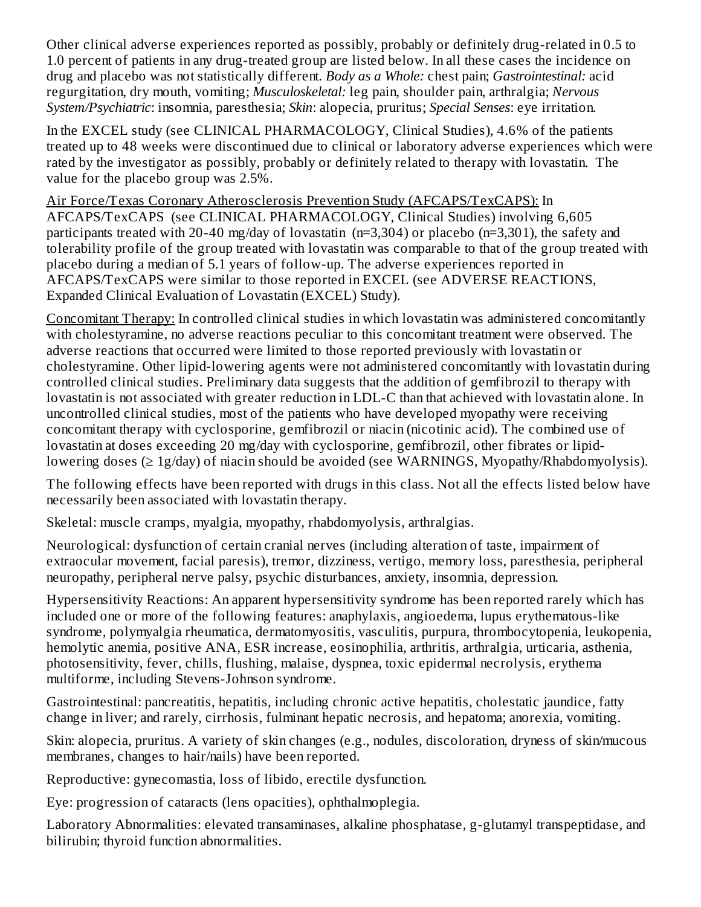Other clinical adverse experiences reported as possibly, probably or definitely drug-related in 0.5 to 1.0 percent of patients in any drug-treated group are listed below. In all these cases the incidence on drug and placebo was not statistically different. *Body as a Whole:* chest pain; *Gastrointestinal:* acid regurgitation, dry mouth, vomiting; *Musculoskeletal:* leg pain, shoulder pain, arthralgia; *Nervous System/Psychiatric*: insomnia, paresthesia; *Skin*: alopecia, pruritus; *Special Senses*: eye irritation.

In the EXCEL study (see CLINICAL PHARMACOLOGY, Clinical Studies), 4.6% of the patients treated up to 48 weeks were discontinued due to clinical or laboratory adverse experiences which were rated by the investigator as possibly, probably or definitely related to therapy with lovastatin. The value for the placebo group was 2.5%.

Air Force/Texas Coronary Atherosclerosis Prevention Study (AFCAPS/TexCAPS): In AFCAPS/TexCAPS (see CLINICAL PHARMACOLOGY, Clinical Studies) involving 6,605 participants treated with 20-40 mg/day of lovastatin (n=3,304) or placebo (n=3,301), the safety and tolerability profile of the group treated with lovastatin was comparable to that of the group treated with placebo during a median of 5.1 years of follow-up. The adverse experiences reported in AFCAPS/TexCAPS were similar to those reported in EXCEL (see ADVERSE REACTIONS, Expanded Clinical Evaluation of Lovastatin (EXCEL) Study).

Concomitant Therapy: In controlled clinical studies in which lovastatin was administered concomitantly with cholestyramine, no adverse reactions peculiar to this concomitant treatment were observed. The adverse reactions that occurred were limited to those reported previously with lovastatin or cholestyramine. Other lipid-lowering agents were not administered concomitantly with lovastatin during controlled clinical studies. Preliminary data suggests that the addition of gemfibrozil to therapy with lovastatin is not associated with greater reduction in LDL-C than that achieved with lovastatin alone. In uncontrolled clinical studies, most of the patients who have developed myopathy were receiving concomitant therapy with cyclosporine, gemfibrozil or niacin (nicotinic acid). The combined use of lovastatin at doses exceeding 20 mg/day with cyclosporine, gemfibrozil, other fibrates or lipid-lowering doses (≥ 1g/day) of niacin should be avoided (see WARNINGS, Myopathy/Rhabdomyolysis).

The following effects have been reported with drugs in this class. Not all the effects listed below have necessarily been associated with lovastatin therapy.

Skeletal: muscle cramps, myalgia, myopathy, rhabdomyolysis, arthralgias.

Neurological: dysfunction of certain cranial nerves (including alteration of taste, impairment of extraocular movement, facial paresis), tremor, dizziness, vertigo, memory loss, paresthesia, peripheral neuropathy, peripheral nerve palsy, psychic disturbances, anxiety, insomnia, depression.

Hypersensitivity Reactions: An apparent hypersensitivity syndrome has been reported rarely which has included one or more of the following features: anaphylaxis, angioedema, lupus erythematous-like syndrome, polymyalgia rheumatica, dermatomyositis, vasculitis, purpura, thrombocytopenia, leukopenia, hemolytic anemia, positive ANA, ESR increase, eosinophilia, arthritis, arthralgia, urticaria, asthenia, photosensitivity, fever, chills, flushing, malaise, dyspnea, toxic epidermal necrolysis, erythema multiforme, including Stevens-Johnson syndrome.

Gastrointestinal: pancreatitis, hepatitis, including chronic active hepatitis, cholestatic jaundice, fatty change in liver; and rarely, cirrhosis, fulminant hepatic necrosis, and hepatoma; anorexia, vomiting.

Skin: alopecia, pruritus. A variety of skin changes (e.g., nodules, discoloration, dryness of skin/mucous membranes, changes to hair/nails) have been reported.

Reproductive: gynecomastia, loss of libido, erectile dysfunction.

Eye: progression of cataracts (lens opacities), ophthalmoplegia.

Laboratory Abnormalities: elevated transaminases, alkaline phosphatase, g-glutamyl transpeptidase, and bilirubin; thyroid function abnormalities.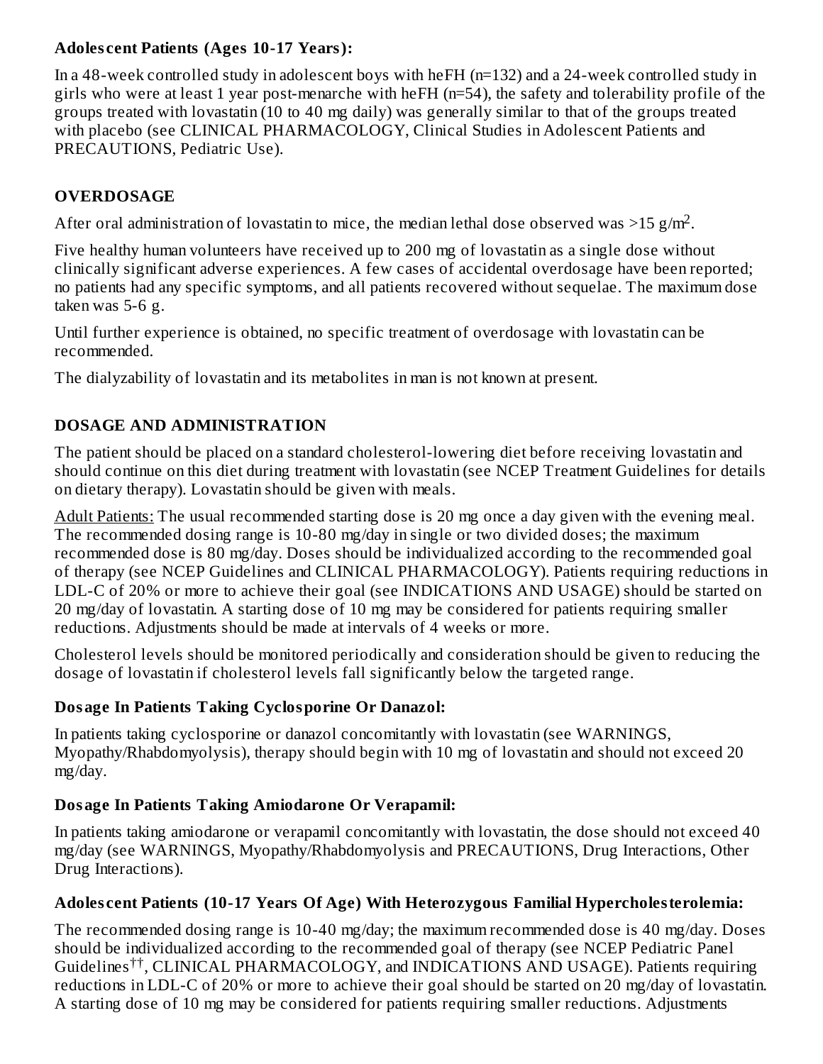**Adolescent Patients (Ages 10-17 Years):**

In a 48-week controlled study in adolescent boys with heFH (n=132) and a 24-week controlled study in girls who were at least 1 year post-menarche with heFH (n=54), the safety and tolerability profile of the groups treated with lovastatin (10 to 40 mg daily) was generally similar to that of the groups treated with placebo (see CLINICAL PHARMACOLOGY, Clinical Studies in Adolescent Patients and PRECAUTIONS, Pediatric Use).

## OVERDOSAGE

After oral administration of lovastatin to mice, the median lethal dose observed was >15 $g/m^2$.

Five healthy human volunteers have received up to 200 mg of lovastatin as a single dose without clinically significant adverse experiences. A few cases of accidental overdosage have been reported; no patients had any specific symptoms, and all patients recovered without sequelae. The maximum dose taken was 5-6 g.

Until further experience is obtained, no specific treatment of overdosage with lovastatin can be recommended.

The dialyzability of lovastatin and its metabolites in man is not known at present.

## DOSAGE AND ADMINISTRATION

The patient should be placed on a standard cholesterol-lowering diet before receiving lovastatin and should continue on this diet during treatment with lovastatin (see NCEP Treatment Guidelines for details on dietary therapy). Lovastatin should be given with meals.

Adult Patients: The usual recommended starting dose is 20 mg once a day given with the evening meal. The recommended dosing range is 10-80 mg/day in single or two divided doses; the maximum recommended dose is 80 mg/day. Doses should be individualized according to the recommended goal of therapy (see NCEP Guidelines and CLINICAL PHARMACOLOGY). Patients requiring reductions in LDL-C of 20% or more to achieve their goal (see INDICATIONS AND USAGE) should be started on 20 mg/day of lovastatin. A starting dose of 10 mg may be considered for patients requiring smaller reductions. Adjustments should be made at intervals of 4 weeks or more.

Cholesterol levels should be monitored periodically and consideration should be given to reducing the dosage of lovastatin if cholesterol levels fall significantly below the targeted range.

**Dosage In Patients Taking Cyclosporine Or Danazol:**

In patients taking cyclosporine or danazol concomitantly with lovastatin (see WARNINGS, Myopathy/Rhabdomyolysis), therapy should begin with 10 mg of lovastatin and should not exceed 20 mg/day.

**Dosage In Patients Taking Amiodarone Or Verapamil:**

In patients taking amiodarone or verapamil concomitantly with lovastatin, the dose should not exceed 40 mg/day (see WARNINGS, Myopathy/Rhabdomyolysis and PRECAUTIONS, Drug Interactions, Other Drug Interactions).

**Adolescent Patients (10-17 Years Of Age) With Heterozygous Familial Hypercholesterolemia:**

The recommended dosing range is 10-40 mg/day; the maximum recommended dose is 40 mg/day. Doses should be individualized according to the recommended goal of therapy (see NCEP Pediatric Panel Guidelines[††], CLINICAL PHARMACOLOGY, and INDICATIONS AND USAGE). Patients requiring reductions in LDL-C of 20% or more to achieve their goal should be started on 20 mg/day of lovastatin. A starting dose of 10 mg may be considered for patients requiring smaller reductions. Adjustments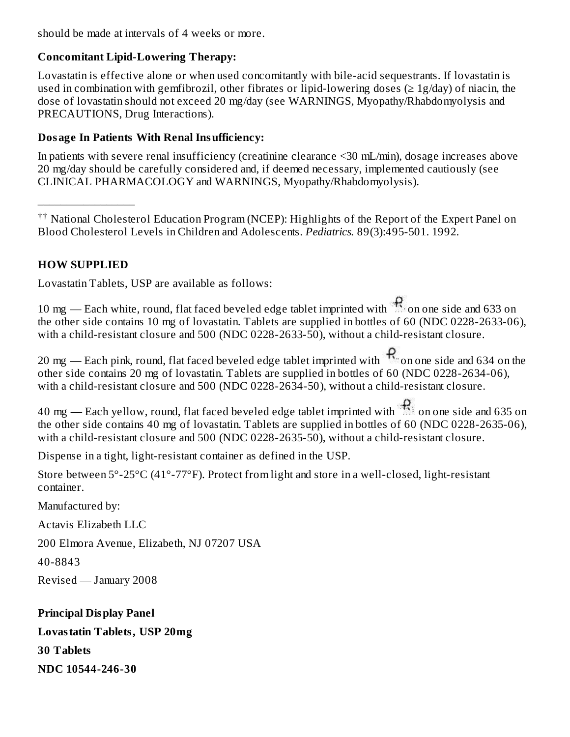should be made at intervals of 4 weeks or more.

**Concomitant Lipid-Lowering Therapy:**

Lovastatin is effective alone or when used concomitantly with bile-acid sequestrants. If lovastatin is used in combination with gemfibrozil, other fibrates or lipid-lowering doses (≥ 1g/day) of niacin, the dose of lovastatin should not exceed 20 mg/day (see WARNINGS, Myopathy/Rhabdomyolysis and PRECAUTIONS, Drug Interactions).

**Dosage In Patients With Renal Insufficiency:**

In patients with severe renal insufficiency (creatinine clearance <30 mL/min), dosage increases above 20 mg/day should be carefully considered and, if deemed necessary, implemented cautiously (see CLINICAL PHARMACOLOGY and WARNINGS, Myopathy/Rhabdomyolysis).

---

[††] National Cholesterol Education Program (NCEP): Highlights of the Report of the Expert Panel on Blood Cholesterol Levels in Children and Adolescents. *Pediatrics.* 89(3):495-501. 1992.

## HOW SUPPLIED

Lovastatin Tablets, USP are available as follows:

10 mg — Each white, round, flat faced beveled edge tablet imprinted with R on one side and 633 on the other side contains 10 mg of lovastatin. Tablets are supplied in bottles of 60 (NDC 0228-2633-06), with a child-resistant closure and 500 (NDC 0228-2633-50), without a child-resistant closure.

20 mg — Each pink, round, flat faced beveled edge tablet imprinted with R on one side and 634 on the other side contains 20 mg of lovastatin. Tablets are supplied in bottles of 60 (NDC 0228-2634-06), with a child-resistant closure and 500 (NDC 0228-2634-50), without a child-resistant closure.

40 mg — Each yellow, round, flat faced beveled edge tablet imprinted with R on one side and 635 on the other side contains 40 mg of lovastatin. Tablets are supplied in bottles of 60 (NDC 0228-2635-06), with a child-resistant closure and 500 (NDC 0228-2635-50), without a child-resistant closure.

Dispense in a tight, light-resistant container as defined in the USP.

Store between 5°-25°C (41°-77°F). Protect from light and store in a well-closed, light-resistant container.

Manufactured by:

Actavis Elizabeth LLC

200 Elmora Avenue, Elizabeth, NJ 07207 USA

40-8843

Revised — January 2008

**Principal Display Panel**

**Lovastatin Tablets, USP 20mg**

**30 Tablets**

**NDC 10544-246-30**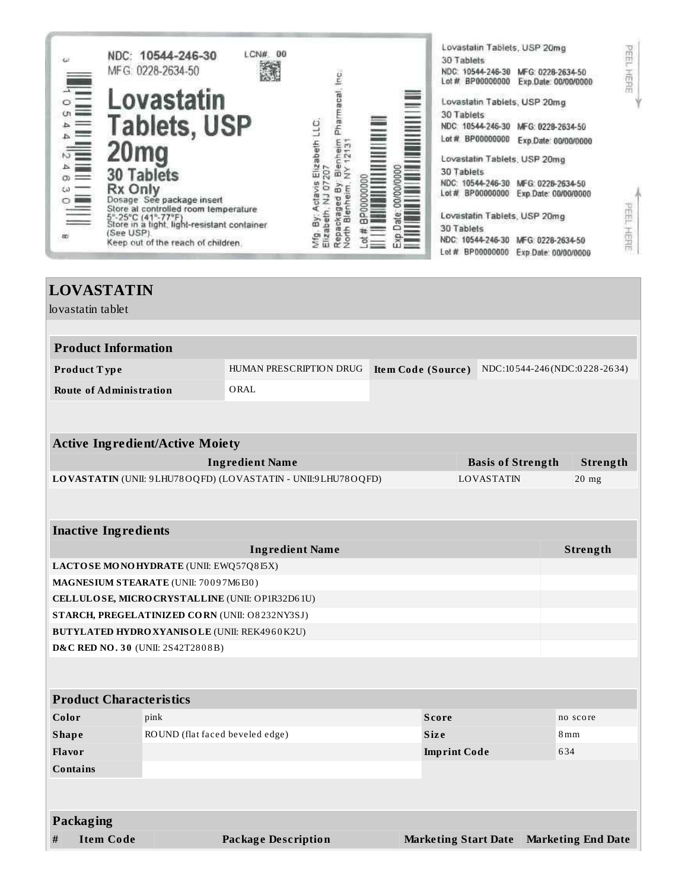NDC: 10544-246-30 LCN#. 00

MFG: 0228-2634-50

**Lovastatin Tablets, USP 20mg**

**30 Tablets**

**Rx Only**

Dosage: See package insert

Store at controlled room temperature 5°-25°C (41°-77°F)

Store in a tight, light-resistant container (See USP).

Keep out of the reach of children.

Mfg. By: Actavis Elizabeth LLC. Elizabeth, NJ 07207

Repackaged By: Blenheim Pharmacal, Inc. North Blenheim, NY 12131

Lot # BP00000000

Exp Date: 00/00/0000

Lovastatin Tablets, USP 20mg
30 Tablets
NDC: 10544-246-30 MFG: 0228-2634-50
Lot # BP00000000 Exp.Date: 00/00/0000

Lovastatin Tablets, USP 20mg
30 Tablets
NDC: 10544-246-30 MFG: 0228-2634-50
Lot # BP00000000 Exp.Date: 00/00/0000

Lovastatin Tablets, USP 20mg
30 Tablets
NDC: 10544-246-30 MFG: 0228-2634-50
Lot # BP00000000 Exp.Date: 00/00/0000

Lovastatin Tablets, USP 20mg
30 Tablets
NDC: 10544-246-30 MFG: 0228-2634-50
Lot # BP00000000 Exp.Date: 00/00/0000

PEEL HERE

PEEL HERE

# LOVASTATIN

lovastatin tablet

| **Product Information** | | | |
|---|---|---|---|
| **Product Type** | HUMAN PRESCRIPTION DRUG | **Item Code (Source)** | NDC:10544-246(NDC:0228-2634) |
| **Route of Administration** | ORAL | | |

| **Active Ingredient/Active Moiety** | | |
|---|---|---|
| **Ingredient Name** | **Basis of Strength** | **Strength** |
| **LOVASTATIN** (UNII: 9LHU78OQFD) (LOVASTATIN - UNII:9LHU78OQFD) | LOVASTATIN | 20 mg |

| **Inactive Ingredients** | |
|---|---|
| **Ingredient Name** | **Strength** |
| **LACTOSE MONOHYDRATE** (UNII: EWQ57Q8I5X) | |
| **MAGNESIUM STEARATE** (UNII: 70097M6I30) | |
| **CELLULOSE, MICROCRYSTALLINE** (UNII: OP1R32D61U) | |
| **STARCH, PREGELATINIZED CORN** (UNII: O8232NY3SJ) | |
| **BUTYLATED HYDROXYANISOLE** (UNII: REK4960K2U) | |
| **D&C RED NO. 30** (UNII: 2S42T2808B) | |

| **Product Characteristics** | | | |
|---|---|---|---|
| **Color** | pink | **Score** | no score |
| **Shape** | ROUND (flat faced beveled edge) | **Size** | 8mm |
| **Flavor** | | **Imprint Code** | 634 |
| **Contains** | | | |

| **Packaging** | | | | |
|---|---|---|---|---|
| **#** | **Item Code** | **Package Description** | **Marketing Start Date** | **Marketing End Date** |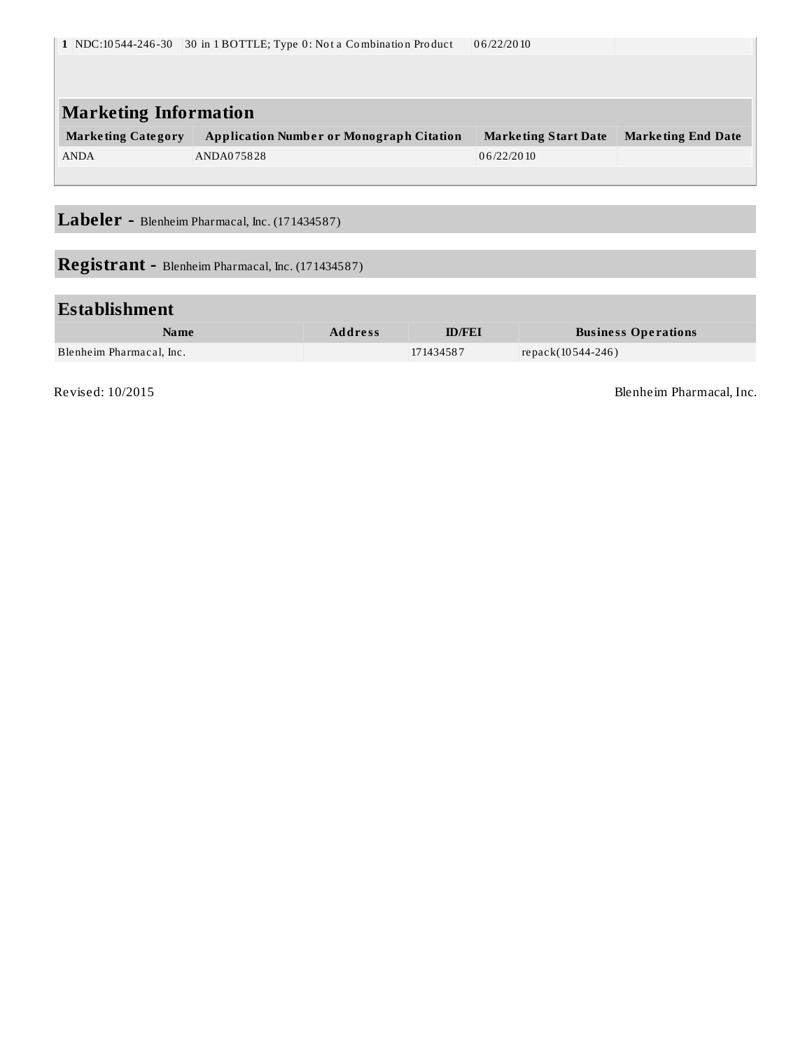| | | | | |
|---|---|---|---|---|
| 1 | NDC:10544-246-30 | 30 in 1 BOTTLE; Type 0: Not a Combination Product | 06/22/2010 | |

## Marketing Information

| Marketing Category | Application Number or Monograph Citation | Marketing Start Date | Marketing End Date |
|---|---|---|---|
| ANDA | ANDA075828 | 06/22/2010 | |

## Labeler - Blenheim Pharmacal, Inc. (171434587)

## Registrant - Blenheim Pharmacal, Inc. (171434587)

## Establishment

| Name | Address | ID/FEI | Business Operations |
|---|---|---|---|
| Blenheim Pharmacal, Inc. | | 171434587 | repack(10544-246) |

Revised: 10/2015

Blenheim Pharmacal, Inc.